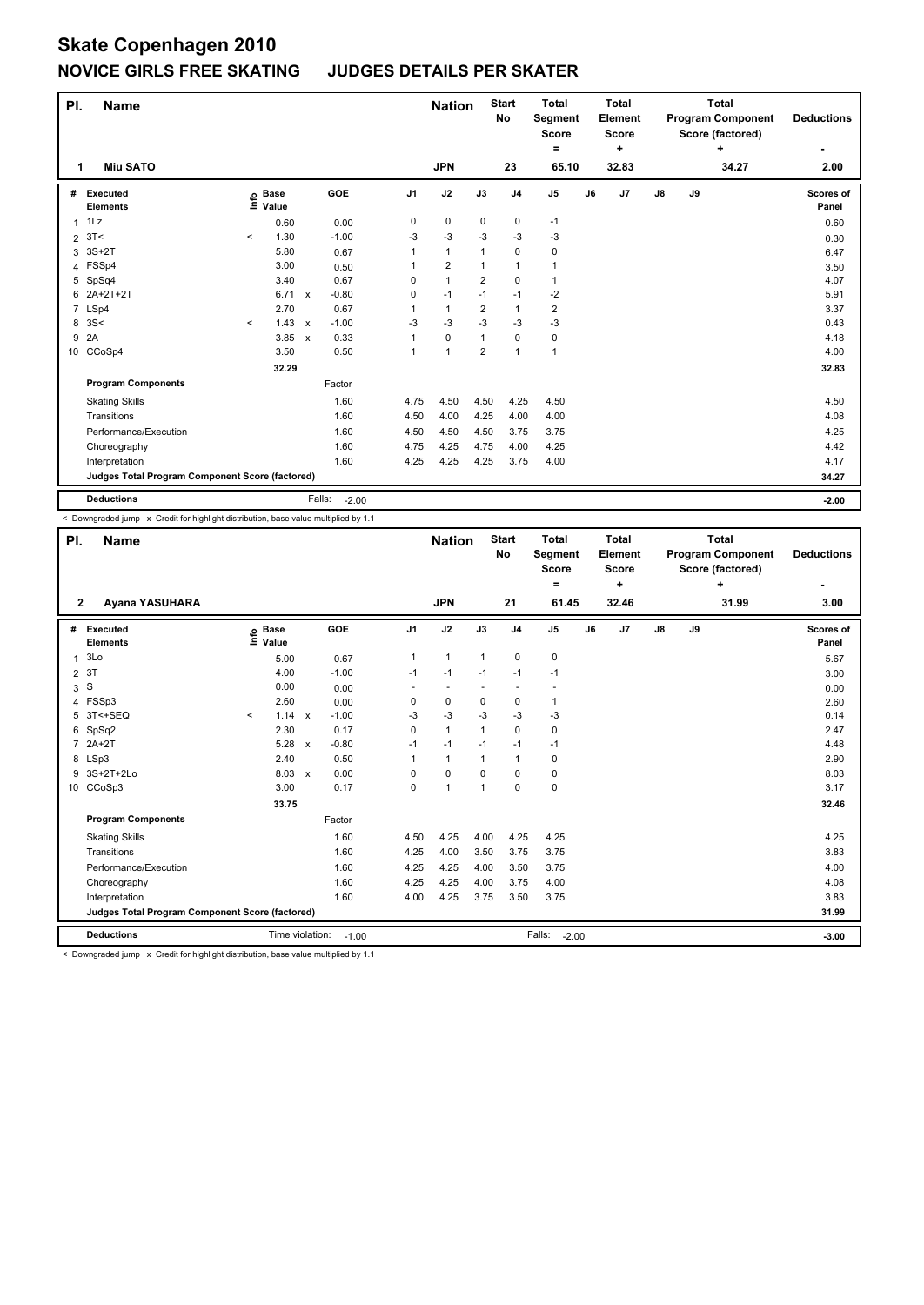# Skate Copenhagen 2010

## NOVICE GIRLS FREE SKATING JUDGES DETAILS PER SKATER

| Pl. | Name | Nation | Start No | Total Segment Score = | Total Element Score + | Total Program Component Score (factored) + | Deductions - |
|---|---|---|---|---|---|---|---|
| 1 | Miu SATO | JPN | 23 | 65.10 | 32.83 | 34.27 | 2.00 |

| # | Executed Elements | Info | Base Value | | GOE | J1 | J2 | J3 | J4 | J5 | J6 | J7 | J8 | J9 | Scores of Panel |
|---|---|---|---|---|---|---|---|---|---|---|---|---|---|---|---|
| 1 | 1Lz | | 0.60 | | 0.00 | 0 | 0 | 0 | 0 | -1 | | | | | 0.60 |
| 2 | 3T< | < | 1.30 | | -1.00 | -3 | -3 | -3 | -3 | -3 | | | | | 0.30 |
| 3 | 3S+2T | | 5.80 | | 0.67 | 1 | 1 | 1 | 0 | 0 | | | | | 6.47 |
| 4 | FSSp4 | | 3.00 | | 0.50 | 1 | 2 | 1 | 1 | 1 | | | | | 3.50 |
| 5 | SpSq4 | | 3.40 | | 0.67 | 0 | 1 | 2 | 0 | 1 | | | | | 4.07 |
| 6 | 2A+2T+2T | | 6.71 | x | -0.80 | 0 | -1 | -1 | -1 | -2 | | | | | 5.91 |
| 7 | LSp4 | | 2.70 | | 0.67 | 1 | 1 | 2 | 1 | 2 | | | | | 3.37 |
| 8 | 3S< | < | 1.43 | x | -1.00 | -3 | -3 | -3 | -3 | -3 | | | | | 0.43 |
| 9 | 2A | | 3.85 | x | 0.33 | 1 | 0 | 1 | 0 | 0 | | | | | 4.18 |
| 10 | CCoSp4 | | 3.50 | | 0.50 | 1 | 1 | 2 | 1 | 1 | | | | | 4.00 |
| | | | 32.29 | | | | | | | | | | | | 32.83 |
| | **Program Components** | | | | Factor | | | | | | | | | | |
| | Skating Skills | | | | 1.60 | 4.75 | 4.50 | 4.50 | 4.25 | 4.50 | | | | | 4.50 |
| | Transitions | | | | 1.60 | 4.50 | 4.00 | 4.25 | 4.00 | 4.00 | | | | | 4.08 |
| | Performance/Execution | | | | 1.60 | 4.50 | 4.50 | 4.50 | 3.75 | 3.75 | | | | | 4.25 |
| | Choreography | | | | 1.60 | 4.75 | 4.25 | 4.75 | 4.00 | 4.25 | | | | | 4.42 |
| | Interpretation | | | | 1.60 | 4.25 | 4.25 | 4.25 | 3.75 | 4.00 | | | | | 4.17 |
| | **Judges Total Program Component Score (factored)** | | | | | | | | | | | | | | 34.27 |
| | **Deductions** | | | | Falls: -2.00 | | | | | | | | | | -2.00 |

< Downgraded jump x Credit for highlight distribution, base value multiplied by 1.1

| Pl. | Name | Nation | Start No | Total Segment Score = | Total Element Score + | Total Program Component Score (factored) + | Deductions - |
|---|---|---|---|---|---|---|---|
| 2 | Ayana YASUHARA | JPN | 21 | 61.45 | 32.46 | 31.99 | 3.00 |

| # | Executed Elements | Info | Base Value | | GOE | J1 | J2 | J3 | J4 | J5 | J6 | J7 | J8 | J9 | Scores of Panel |
|---|---|---|---|---|---|---|---|---|---|---|---|---|---|---|---|
| 1 | 3Lo | | 5.00 | | 0.67 | 1 | 1 | 1 | 0 | 0 | | | | | 5.67 |
| 2 | 3T | | 4.00 | | -1.00 | -1 | -1 | -1 | -1 | -1 | | | | | 3.00 |
| 3 | S | | 0.00 | | 0.00 | - | - | - | - | - | | | | | 0.00 |
| 4 | FSSp3 | | 2.60 | | 0.00 | 0 | 0 | 0 | 0 | 1 | | | | | 2.60 |
| 5 | 3T<+SEQ | < | 1.14 | x | -1.00 | -3 | -3 | -3 | -3 | -3 | | | | | 0.14 |
| 6 | SpSq2 | | 2.30 | | 0.17 | 0 | 1 | 1 | 0 | 0 | | | | | 2.47 |
| 7 | 2A+2T | | 5.28 | x | -0.80 | -1 | -1 | -1 | -1 | -1 | | | | | 4.48 |
| 8 | LSp3 | | 2.40 | | 0.50 | 1 | 1 | 1 | 1 | 0 | | | | | 2.90 |
| 9 | 3S+2T+2Lo | | 8.03 | x | 0.00 | 0 | 0 | 0 | 0 | 0 | | | | | 8.03 |
| 10 | CCoSp3 | | 3.00 | | 0.17 | 0 | 1 | 1 | 0 | 0 | | | | | 3.17 |
| | | | 33.75 | | | | | | | | | | | | 32.46 |
| | **Program Components** | | | | Factor | | | | | | | | | | |
| | Skating Skills | | | | 1.60 | 4.50 | 4.25 | 4.00 | 4.25 | 4.25 | | | | | 4.25 |
| | Transitions | | | | 1.60 | 4.25 | 4.00 | 3.50 | 3.75 | 3.75 | | | | | 3.83 |
| | Performance/Execution | | | | 1.60 | 4.25 | 4.25 | 4.00 | 3.50 | 3.75 | | | | | 4.00 |
| | Choreography | | | | 1.60 | 4.25 | 4.25 | 4.00 | 3.75 | 4.00 | | | | | 4.08 |
| | Interpretation | | | | 1.60 | 4.00 | 4.25 | 3.75 | 3.50 | 3.75 | | | | | 3.83 |
| | **Judges Total Program Component Score (factored)** | | | | | | | | | | | | | | 31.99 |
| | **Deductions** | | | | Time violation: -1.00 | | | | | Falls: -2.00 | | | | | -3.00 |

< Downgraded jump x Credit for highlight distribution, base value multiplied by 1.1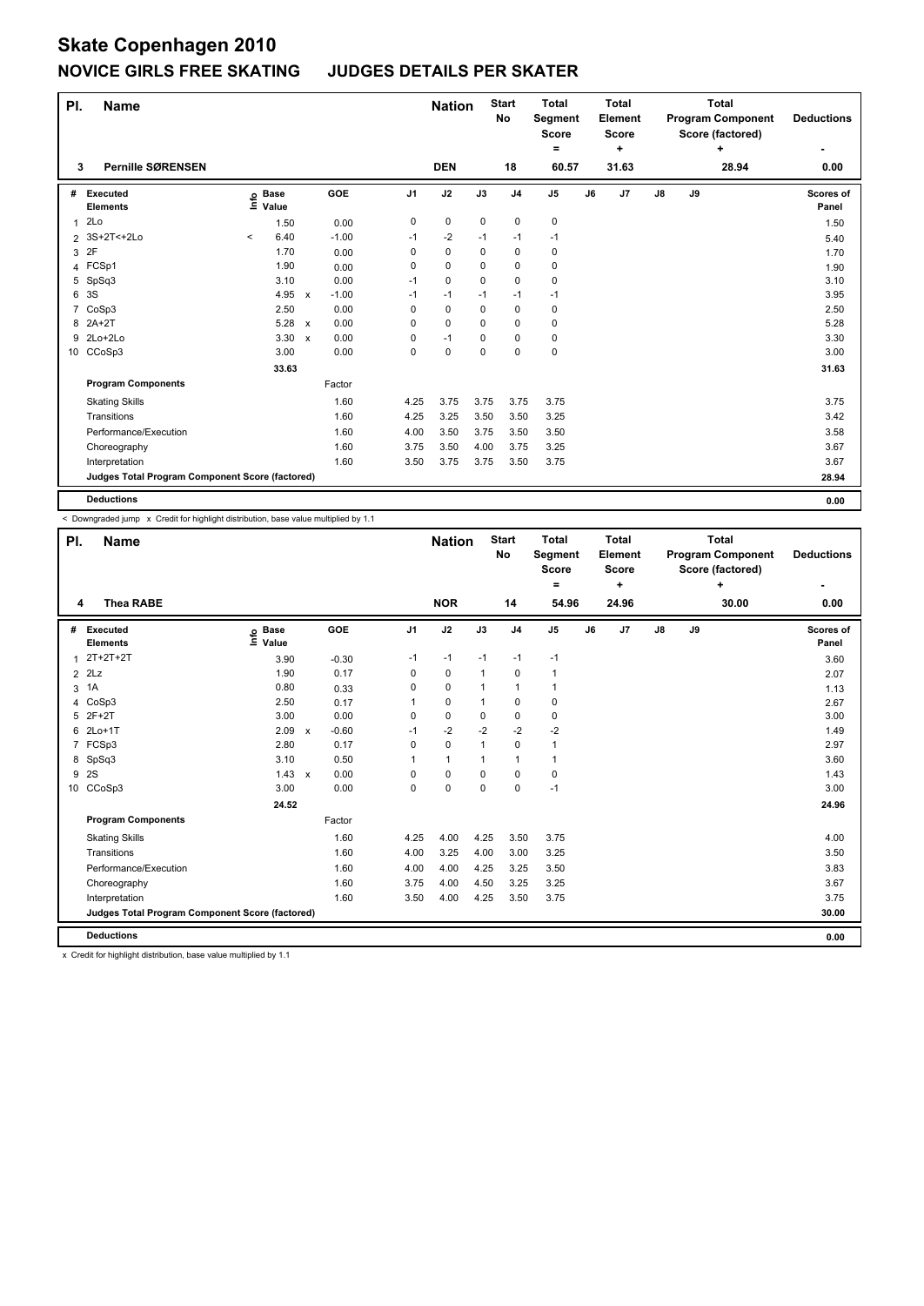# Skate Copenhagen 2010

## NOVICE GIRLS FREE SKATING JUDGES DETAILS PER SKATER

| Pl. | Name | Nation | Start No | Total Segment Score = | Total Element Score + | Total Program Component Score (factored) + | Deductions - |
|---|---|---|---|---|---|---|---|
| 3 | Pernille SØRENSEN | DEN | 18 | 60.57 | 31.63 | 28.94 | 0.00 |

| # | Executed Elements | Info | Base Value | | GOE | J1 | J2 | J3 | J4 | J5 | J6 | J7 | J8 | J9 | Scores of Panel |
|---|---|---|---|---|---|---|---|---|---|---|---|---|---|---|---|
| 1 | 2Lo | | 1.50 | | 0.00 | 0 | 0 | 0 | 0 | 0 | | | | | 1.50 |
| 2 | 3S+2T<+2Lo | < | 6.40 | | -1.00 | -1 | -2 | -1 | -1 | -1 | | | | | 5.40 |
| 3 | 2F | | 1.70 | | 0.00 | 0 | 0 | 0 | 0 | 0 | | | | | 1.70 |
| 4 | FCSp1 | | 1.90 | | 0.00 | 0 | 0 | 0 | 0 | 0 | | | | | 1.90 |
| 5 | SpSq3 | | 3.10 | | 0.00 | -1 | 0 | 0 | 0 | 0 | | | | | 3.10 |
| 6 | 3S | | 4.95 | x | -1.00 | -1 | -1 | -1 | -1 | -1 | | | | | 3.95 |
| 7 | CoSp3 | | 2.50 | | 0.00 | 0 | 0 | 0 | 0 | 0 | | | | | 2.50 |
| 8 | 2A+2T | | 5.28 | x | 0.00 | 0 | 0 | 0 | 0 | 0 | | | | | 5.28 |
| 9 | 2Lo+2Lo | | 3.30 | x | 0.00 | 0 | -1 | 0 | 0 | 0 | | | | | 3.30 |
| 10 | CCoSp3 | | 3.00 | | 0.00 | 0 | 0 | 0 | 0 | 0 | | | | | 3.00 |
| | | | 33.63 | | | | | | | | | | | | 31.63 |
| | **Program Components** | | | | Factor | | | | | | | | | | |
| | Skating Skills | | | | 1.60 | 4.25 | 3.75 | 3.75 | 3.75 | 3.75 | | | | | 3.75 |
| | Transitions | | | | 1.60 | 4.25 | 3.25 | 3.50 | 3.50 | 3.25 | | | | | 3.42 |
| | Performance/Execution | | | | 1.60 | 4.00 | 3.50 | 3.75 | 3.50 | 3.50 | | | | | 3.58 |
| | Choreography | | | | 1.60 | 3.75 | 3.50 | 4.00 | 3.75 | 3.25 | | | | | 3.67 |
| | Interpretation | | | | 1.60 | 3.50 | 3.75 | 3.75 | 3.50 | 3.75 | | | | | 3.67 |
| | **Judges Total Program Component Score (factored)** | | | | | | | | | | | | | | 28.94 |
| | **Deductions** | | | | | | | | | | | | | | 0.00 |

< Downgraded jump x Credit for highlight distribution, base value multiplied by 1.1

| Pl. | Name | Nation | Start No | Total Segment Score = | Total Element Score + | Total Program Component Score (factored) + | Deductions - |
|---|---|---|---|---|---|---|---|
| 4 | Thea RABE | NOR | 14 | 54.96 | 24.96 | 30.00 | 0.00 |

| # | Executed Elements | Info | Base Value | | GOE | J1 | J2 | J3 | J4 | J5 | J6 | J7 | J8 | J9 | Scores of Panel |
|---|---|---|---|---|---|---|---|---|---|---|---|---|---|---|---|
| 1 | 2T+2T+2T | | 3.90 | | -0.30 | -1 | -1 | -1 | -1 | -1 | | | | | 3.60 |
| 2 | 2Lz | | 1.90 | | 0.17 | 0 | 0 | 1 | 0 | 1 | | | | | 2.07 |
| 3 | 1A | | 0.80 | | 0.33 | 0 | 0 | 1 | 1 | 1 | | | | | 1.13 |
| 4 | CoSp3 | | 2.50 | | 0.17 | 1 | 0 | 1 | 0 | 0 | | | | | 2.67 |
| 5 | 2F+2T | | 3.00 | | 0.00 | 0 | 0 | 0 | 0 | 0 | | | | | 3.00 |
| 6 | 2Lo+1T | | 2.09 | x | -0.60 | -1 | -2 | -2 | -2 | -2 | | | | | 1.49 |
| 7 | FCSp3 | | 2.80 | | 0.17 | 0 | 0 | 1 | 0 | 1 | | | | | 2.97 |
| 8 | SpSq3 | | 3.10 | | 0.50 | 1 | 1 | 1 | 1 | 1 | | | | | 3.60 |
| 9 | 2S | | 1.43 | x | 0.00 | 0 | 0 | 0 | 0 | 0 | | | | | 1.43 |
| 10 | CCoSp3 | | 3.00 | | 0.00 | 0 | 0 | 0 | 0 | -1 | | | | | 3.00 |
| | | | 24.52 | | | | | | | | | | | | 24.96 |
| | **Program Components** | | | | Factor | | | | | | | | | | |
| | Skating Skills | | | | 1.60 | 4.25 | 4.00 | 4.25 | 3.50 | 3.75 | | | | | 4.00 |
| | Transitions | | | | 1.60 | 4.00 | 3.25 | 4.00 | 3.00 | 3.25 | | | | | 3.50 |
| | Performance/Execution | | | | 1.60 | 4.00 | 4.00 | 4.25 | 3.25 | 3.50 | | | | | 3.83 |
| | Choreography | | | | 1.60 | 3.75 | 4.00 | 4.50 | 3.25 | 3.25 | | | | | 3.67 |
| | Interpretation | | | | 1.60 | 3.50 | 4.00 | 4.25 | 3.50 | 3.75 | | | | | 3.75 |
| | **Judges Total Program Component Score (factored)** | | | | | | | | | | | | | | 30.00 |
| | **Deductions** | | | | | | | | | | | | | | 0.00 |

x Credit for highlight distribution, base value multiplied by 1.1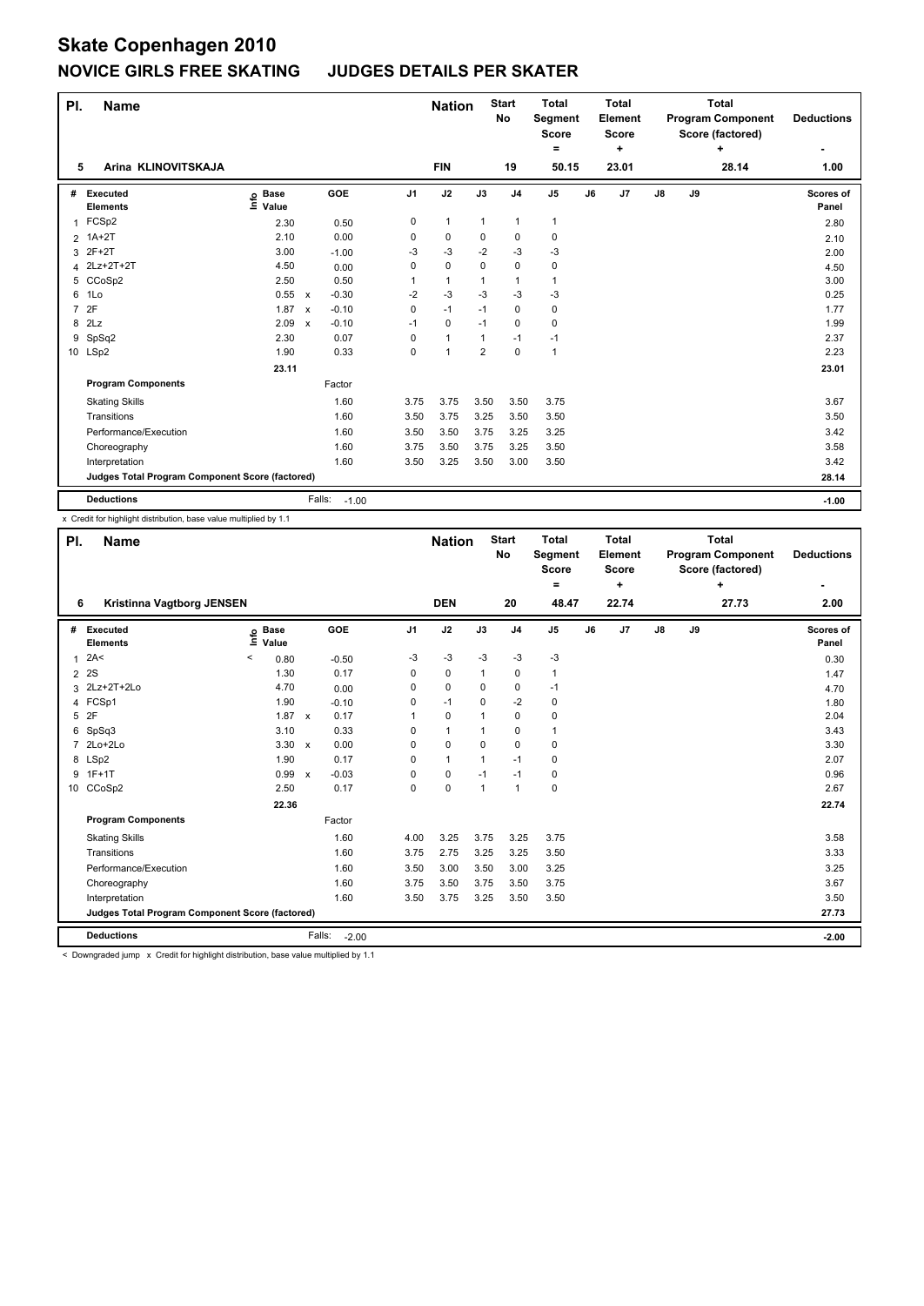# Skate Copenhagen 2010

## NOVICE GIRLS FREE SKATING JUDGES DETAILS PER SKATER

| Pl. | Name | Nation | Start No | Total Segment Score = | Total Element Score + | Total Program Component Score (factored) + | Deductions - |
|---|---|---|---|---|---|---|---|
| 5 | Arina KLINOVITSKAJA | FIN | 19 | 50.15 | 23.01 | 28.14 | 1.00 |

| # | Executed Elements | Info | Base Value | | GOE | J1 | J2 | J3 | J4 | J5 | J6 | J7 | J8 | J9 | Scores of Panel |
|---|---|---|---|---|---|---|---|---|---|---|---|---|---|---|---|
| 1 | FCSp2 | | 2.30 | | 0.50 | 0 | 1 | 1 | 1 | 1 | | | | | 2.80 |
| 2 | 1A+2T | | 2.10 | | 0.00 | 0 | 0 | 0 | 0 | 0 | | | | | 2.10 |
| 3 | 2F+2T | | 3.00 | | -1.00 | -3 | -3 | -2 | -3 | -3 | | | | | 2.00 |
| 4 | 2Lz+2T+2T | | 4.50 | | 0.00 | 0 | 0 | 0 | 0 | 0 | | | | | 4.50 |
| 5 | CCoSp2 | | 2.50 | | 0.50 | 1 | 1 | 1 | 1 | 1 | | | | | 3.00 |
| 6 | 1Lo | | 0.55 | x | -0.30 | -2 | -3 | -3 | -3 | -3 | | | | | 0.25 |
| 7 | 2F | | 1.87 | x | -0.10 | 0 | -1 | -1 | 0 | 0 | | | | | 1.77 |
| 8 | 2Lz | | 2.09 | x | -0.10 | -1 | 0 | -1 | 0 | 0 | | | | | 1.99 |
| 9 | SpSq2 | | 2.30 | | 0.07 | 0 | 1 | 1 | -1 | -1 | | | | | 2.37 |
| 10 | LSp2 | | 1.90 | | 0.33 | 0 | 1 | 2 | 0 | 1 | | | | | 2.23 |
| | | | 23.11 | | | | | | | | | | | | 23.01 |
| | **Program Components** | | | | Factor | | | | | | | | | | |
| | Skating Skills | | | | 1.60 | 3.75 | 3.75 | 3.50 | 3.50 | 3.75 | | | | | 3.67 |
| | Transitions | | | | 1.60 | 3.50 | 3.75 | 3.25 | 3.50 | 3.50 | | | | | 3.50 |
| | Performance/Execution | | | | 1.60 | 3.50 | 3.50 | 3.75 | 3.25 | 3.25 | | | | | 3.42 |
| | Choreography | | | | 1.60 | 3.75 | 3.50 | 3.75 | 3.25 | 3.50 | | | | | 3.58 |
| | Interpretation | | | | 1.60 | 3.50 | 3.25 | 3.50 | 3.00 | 3.50 | | | | | 3.42 |
| | **Judges Total Program Component Score (factored)** | | | | | | | | | | | | | | 28.14 |
| | **Deductions** | | | Falls: | -1.00 | | | | | | | | | | -1.00 |

x Credit for highlight distribution, base value multiplied by 1.1

| Pl. | Name | Nation | Start No | Total Segment Score = | Total Element Score + | Total Program Component Score (factored) + | Deductions - |
|---|---|---|---|---|---|---|---|
| 6 | Kristinna Vagtborg JENSEN | DEN | 20 | 48.47 | 22.74 | 27.73 | 2.00 |

| # | Executed Elements | Info | Base Value | | GOE | J1 | J2 | J3 | J4 | J5 | J6 | J7 | J8 | J9 | Scores of Panel |
|---|---|---|---|---|---|---|---|---|---|---|---|---|---|---|---|
| 1 | 2A< | < | 0.80 | | -0.50 | -3 | -3 | -3 | -3 | -3 | | | | | 0.30 |
| 2 | 2S | | 1.30 | | 0.17 | 0 | 0 | 1 | 0 | 1 | | | | | 1.47 |
| 3 | 2Lz+2T+2Lo | | 4.70 | | 0.00 | 0 | 0 | 0 | 0 | -1 | | | | | 4.70 |
| 4 | FCSp1 | | 1.90 | | -0.10 | 0 | -1 | 0 | -2 | 0 | | | | | 1.80 |
| 5 | 2F | | 1.87 | x | 0.17 | 1 | 0 | 1 | 0 | 0 | | | | | 2.04 |
| 6 | SpSq3 | | 3.10 | | 0.33 | 0 | 1 | 1 | 0 | 1 | | | | | 3.43 |
| 7 | 2Lo+2Lo | | 3.30 | x | 0.00 | 0 | 0 | 0 | 0 | 0 | | | | | 3.30 |
| 8 | LSp2 | | 1.90 | | 0.17 | 0 | 1 | 1 | -1 | 0 | | | | | 2.07 |
| 9 | 1F+1T | | 0.99 | x | -0.03 | 0 | 0 | -1 | -1 | 0 | | | | | 0.96 |
| 10 | CCoSp2 | | 2.50 | | 0.17 | 0 | 0 | 1 | 1 | 0 | | | | | 2.67 |
| | | | 22.36 | | | | | | | | | | | | 22.74 |
| | **Program Components** | | | | Factor | | | | | | | | | | |
| | Skating Skills | | | | 1.60 | 4.00 | 3.25 | 3.75 | 3.25 | 3.75 | | | | | 3.58 |
| | Transitions | | | | 1.60 | 3.75 | 2.75 | 3.25 | 3.25 | 3.50 | | | | | 3.33 |
| | Performance/Execution | | | | 1.60 | 3.50 | 3.00 | 3.50 | 3.00 | 3.25 | | | | | 3.25 |
| | Choreography | | | | 1.60 | 3.75 | 3.50 | 3.75 | 3.50 | 3.75 | | | | | 3.67 |
| | Interpretation | | | | 1.60 | 3.50 | 3.75 | 3.25 | 3.50 | 3.50 | | | | | 3.50 |
| | **Judges Total Program Component Score (factored)** | | | | | | | | | | | | | | 27.73 |
| | **Deductions** | | | Falls: | -2.00 | | | | | | | | | | -2.00 |

< Downgraded jump x Credit for highlight distribution, base value multiplied by 1.1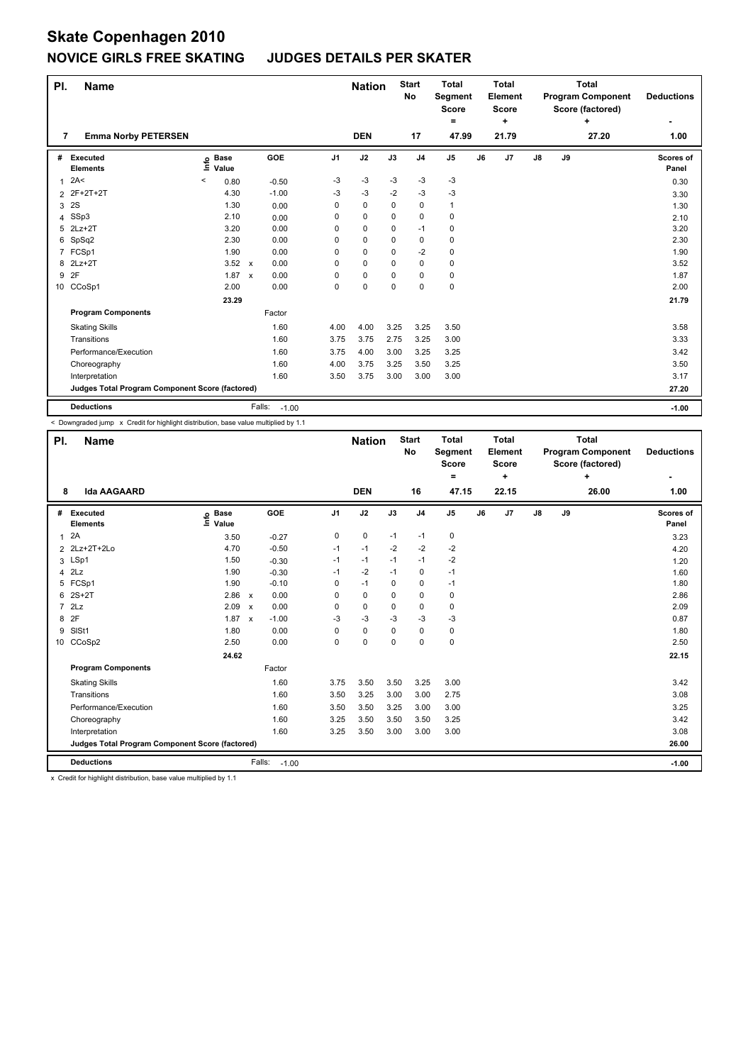# Skate Copenhagen 2010

## NOVICE GIRLS FREE SKATING JUDGES DETAILS PER SKATER

| Pl. | Name | Nation | Start No | Total Segment Score = | Total Element Score + | Total Program Component Score (factored) + | Deductions - |
|---|---|---|---|---|---|---|---|
| 7 | Emma Norby PETERSEN | DEN | 17 | 47.99 | 21.79 | 27.20 | 1.00 |

| # | Executed Elements | Info | Base Value | | GOE | J1 | J2 | J3 | J4 | J5 | J6 | J7 | J8 | J9 | Scores of Panel |
|---|---|---|---|---|---|---|---|---|---|---|---|---|---|---|---|
| 1 | 2A< | < | 0.80 | | -0.50 | -3 | -3 | -3 | -3 | -3 | | | | | 0.30 |
| 2 | 2F+2T+2T | | 4.30 | | -1.00 | -3 | -3 | -2 | -3 | -3 | | | | | 3.30 |
| 3 | 2S | | 1.30 | | 0.00 | 0 | 0 | 0 | 0 | 1 | | | | | 1.30 |
| 4 | SSp3 | | 2.10 | | 0.00 | 0 | 0 | 0 | 0 | 0 | | | | | 2.10 |
| 5 | 2Lz+2T | | 3.20 | | 0.00 | 0 | 0 | 0 | -1 | 0 | | | | | 3.20 |
| 6 | SpSq2 | | 2.30 | | 0.00 | 0 | 0 | 0 | 0 | 0 | | | | | 2.30 |
| 7 | FCSp1 | | 1.90 | | 0.00 | 0 | 0 | 0 | -2 | 0 | | | | | 1.90 |
| 8 | 2Lz+2T | | 3.52 | x | 0.00 | 0 | 0 | 0 | 0 | 0 | | | | | 3.52 |
| 9 | 2F | | 1.87 | x | 0.00 | 0 | 0 | 0 | 0 | 0 | | | | | 1.87 |
| 10 | CCoSp1 | | 2.00 | | 0.00 | 0 | 0 | 0 | 0 | 0 | | | | | 2.00 |
| | | | 23.29 | | | | | | | | | | | | 21.79 |
| | **Program Components** | | | | Factor | | | | | | | | | | |
| | Skating Skills | | | | 1.60 | 4.00 | 4.00 | 3.25 | 3.25 | 3.50 | | | | | 3.58 |
| | Transitions | | | | 1.60 | 3.75 | 3.75 | 2.75 | 3.25 | 3.00 | | | | | 3.33 |
| | Performance/Execution | | | | 1.60 | 3.75 | 4.00 | 3.00 | 3.25 | 3.25 | | | | | 3.42 |
| | Choreography | | | | 1.60 | 4.00 | 3.75 | 3.25 | 3.50 | 3.25 | | | | | 3.50 |
| | Interpretation | | | | 1.60 | 3.50 | 3.75 | 3.00 | 3.00 | 3.00 | | | | | 3.17 |
| | **Judges Total Program Component Score (factored)** | | | | | | | | | | | | | | 27.20 |
| | **Deductions** | | | Falls: | -1.00 | | | | | | | | | | -1.00 |

< Downgraded jump x Credit for highlight distribution, base value multiplied by 1.1

| Pl. | Name | Nation | Start No | Total Segment Score = | Total Element Score + | Total Program Component Score (factored) + | Deductions - |
|---|---|---|---|---|---|---|---|
| 8 | Ida AAGAARD | DEN | 16 | 47.15 | 22.15 | 26.00 | 1.00 |

| # | Executed Elements | Info | Base Value | | GOE | J1 | J2 | J3 | J4 | J5 | J6 | J7 | J8 | J9 | Scores of Panel |
|---|---|---|---|---|---|---|---|---|---|---|---|---|---|---|---|
| 1 | 2A | | 3.50 | | -0.27 | 0 | 0 | -1 | -1 | 0 | | | | | 3.23 |
| 2 | 2Lz+2T+2Lo | | 4.70 | | -0.50 | -1 | -1 | -2 | -2 | -2 | | | | | 4.20 |
| 3 | LSp1 | | 1.50 | | -0.30 | -1 | -1 | -1 | -1 | -2 | | | | | 1.20 |
| 4 | 2Lz | | 1.90 | | -0.30 | -1 | -2 | -1 | 0 | -1 | | | | | 1.60 |
| 5 | FCSp1 | | 1.90 | | -0.10 | 0 | -1 | 0 | 0 | -1 | | | | | 1.80 |
| 6 | 2S+2T | | 2.86 | x | 0.00 | 0 | 0 | 0 | 0 | 0 | | | | | 2.86 |
| 7 | 2Lz | | 2.09 | x | 0.00 | 0 | 0 | 0 | 0 | 0 | | | | | 2.09 |
| 8 | 2F | | 1.87 | x | -1.00 | -3 | -3 | -3 | -3 | -3 | | | | | 0.87 |
| 9 | SlSt1 | | 1.80 | | 0.00 | 0 | 0 | 0 | 0 | 0 | | | | | 1.80 |
| 10 | CCoSp2 | | 2.50 | | 0.00 | 0 | 0 | 0 | 0 | 0 | | | | | 2.50 |
| | | | 24.62 | | | | | | | | | | | | 22.15 |
| | **Program Components** | | | | Factor | | | | | | | | | | |
| | Skating Skills | | | | 1.60 | 3.75 | 3.50 | 3.50 | 3.25 | 3.00 | | | | | 3.42 |
| | Transitions | | | | 1.60 | 3.50 | 3.25 | 3.00 | 3.00 | 2.75 | | | | | 3.08 |
| | Performance/Execution | | | | 1.60 | 3.50 | 3.50 | 3.25 | 3.00 | 3.00 | | | | | 3.25 |
| | Choreography | | | | 1.60 | 3.25 | 3.50 | 3.50 | 3.50 | 3.25 | | | | | 3.42 |
| | Interpretation | | | | 1.60 | 3.25 | 3.50 | 3.00 | 3.00 | 3.00 | | | | | 3.08 |
| | **Judges Total Program Component Score (factored)** | | | | | | | | | | | | | | 26.00 |
| | **Deductions** | | | Falls: | -1.00 | | | | | | | | | | -1.00 |

x Credit for highlight distribution, base value multiplied by 1.1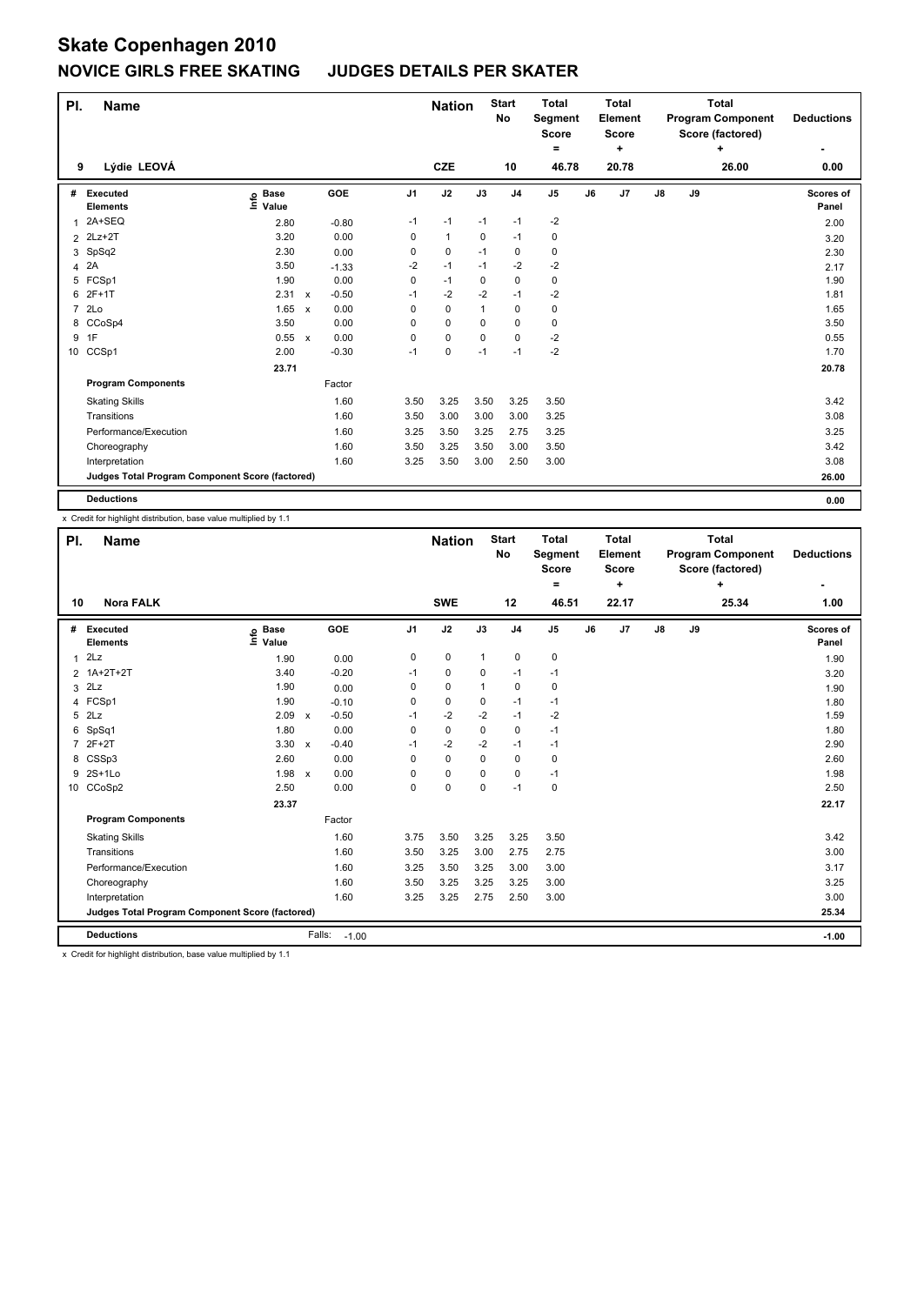# Skate Copenhagen 2010

## NOVICE GIRLS FREE SKATING JUDGES DETAILS PER SKATER

| Pl. | Name | Nation | Start No | Total Segment Score = | Total Element Score + | Total Program Component Score (factored) + | Deductions - |
|---|---|---|---|---|---|---|---|
| 9 | Lýdie LEOVÁ | CZE | 10 | 46.78 | 20.78 | 26.00 | 0.00 |

| # | Executed Elements | Info | Base Value | | GOE | J1 | J2 | J3 | J4 | J5 | J6 | J7 | J8 | J9 | Scores of Panel |
|---|---|---|---|---|---|---|---|---|---|---|---|---|---|---|---|
| 1 | 2A+SEQ | | 2.80 | | -0.80 | -1 | -1 | -1 | -1 | -2 | | | | | 2.00 |
| 2 | 2Lz+2T | | 3.20 | | 0.00 | 0 | 1 | 0 | -1 | 0 | | | | | 3.20 |
| 3 | SpSq2 | | 2.30 | | 0.00 | 0 | 0 | -1 | 0 | 0 | | | | | 2.30 |
| 4 | 2A | | 3.50 | | -1.33 | -2 | -1 | -1 | -2 | -2 | | | | | 2.17 |
| 5 | FCSp1 | | 1.90 | | 0.00 | 0 | -1 | 0 | 0 | 0 | | | | | 1.90 |
| 6 | 2F+1T | | 2.31 | x | -0.50 | -1 | -2 | -2 | -1 | -2 | | | | | 1.81 |
| 7 | 2Lo | | 1.65 | x | 0.00 | 0 | 0 | 1 | 0 | 0 | | | | | 1.65 |
| 8 | CCoSp4 | | 3.50 | | 0.00 | 0 | 0 | 0 | 0 | 0 | | | | | 3.50 |
| 9 | 1F | | 0.55 | x | 0.00 | 0 | 0 | 0 | 0 | -2 | | | | | 0.55 |
| 10 | CCSp1 | | 2.00 | | -0.30 | -1 | 0 | -1 | -1 | -2 | | | | | 1.70 |
| | | | 23.71 | | | | | | | | | | | | 20.78 |
| | **Program Components** | | | | Factor | | | | | | | | | | |
| | Skating Skills | | | | 1.60 | 3.50 | 3.25 | 3.50 | 3.25 | 3.50 | | | | | 3.42 |
| | Transitions | | | | 1.60 | 3.50 | 3.00 | 3.00 | 3.00 | 3.25 | | | | | 3.08 |
| | Performance/Execution | | | | 1.60 | 3.25 | 3.50 | 3.25 | 2.75 | 3.25 | | | | | 3.25 |
| | Choreography | | | | 1.60 | 3.50 | 3.25 | 3.50 | 3.00 | 3.50 | | | | | 3.42 |
| | Interpretation | | | | 1.60 | 3.25 | 3.50 | 3.00 | 2.50 | 3.00 | | | | | 3.08 |
| | **Judges Total Program Component Score (factored)** | | | | | | | | | | | | | | 26.00 |
| | **Deductions** | | | | | | | | | | | | | | 0.00 |

x Credit for highlight distribution, base value multiplied by 1.1

| Pl. | Name | Nation | Start No | Total Segment Score = | Total Element Score + | Total Program Component Score (factored) + | Deductions - |
|---|---|---|---|---|---|---|---|
| 10 | Nora FALK | SWE | 12 | 46.51 | 22.17 | 25.34 | 1.00 |

| # | Executed Elements | Info | Base Value | | GOE | J1 | J2 | J3 | J4 | J5 | J6 | J7 | J8 | J9 | Scores of Panel |
|---|---|---|---|---|---|---|---|---|---|---|---|---|---|---|---|
| 1 | 2Lz | | 1.90 | | 0.00 | 0 | 0 | 1 | 0 | 0 | | | | | 1.90 |
| 2 | 1A+2T+2T | | 3.40 | | -0.20 | -1 | 0 | 0 | -1 | -1 | | | | | 3.20 |
| 3 | 2Lz | | 1.90 | | 0.00 | 0 | 0 | 1 | 0 | 0 | | | | | 1.90 |
| 4 | FCSp1 | | 1.90 | | -0.10 | 0 | 0 | 0 | -1 | -1 | | | | | 1.80 |
| 5 | 2Lz | | 2.09 | x | -0.50 | -1 | -2 | -2 | -1 | -2 | | | | | 1.59 |
| 6 | SpSq1 | | 1.80 | | 0.00 | 0 | 0 | 0 | 0 | -1 | | | | | 1.80 |
| 7 | 2F+2T | | 3.30 | x | -0.40 | -1 | -2 | -2 | -1 | -1 | | | | | 2.90 |
| 8 | CSSp3 | | 2.60 | | 0.00 | 0 | 0 | 0 | 0 | 0 | | | | | 2.60 |
| 9 | 2S+1Lo | | 1.98 | x | 0.00 | 0 | 0 | 0 | 0 | -1 | | | | | 1.98 |
| 10 | CCoSp2 | | 2.50 | | 0.00 | 0 | 0 | 0 | -1 | 0 | | | | | 2.50 |
| | | | 23.37 | | | | | | | | | | | | 22.17 |
| | **Program Components** | | | | Factor | | | | | | | | | | |
| | Skating Skills | | | | 1.60 | 3.75 | 3.50 | 3.25 | 3.25 | 3.50 | | | | | 3.42 |
| | Transitions | | | | 1.60 | 3.50 | 3.25 | 3.00 | 2.75 | 2.75 | | | | | 3.00 |
| | Performance/Execution | | | | 1.60 | 3.25 | 3.50 | 3.25 | 3.00 | 3.00 | | | | | 3.17 |
| | Choreography | | | | 1.60 | 3.50 | 3.25 | 3.25 | 3.25 | 3.00 | | | | | 3.25 |
| | Interpretation | | | | 1.60 | 3.25 | 3.25 | 2.75 | 2.50 | 3.00 | | | | | 3.00 |
| | **Judges Total Program Component Score (factored)** | | | | | | | | | | | | | | 25.34 |
| | **Deductions** | | | | Falls: -1.00 | | | | | | | | | | -1.00 |

x Credit for highlight distribution, base value multiplied by 1.1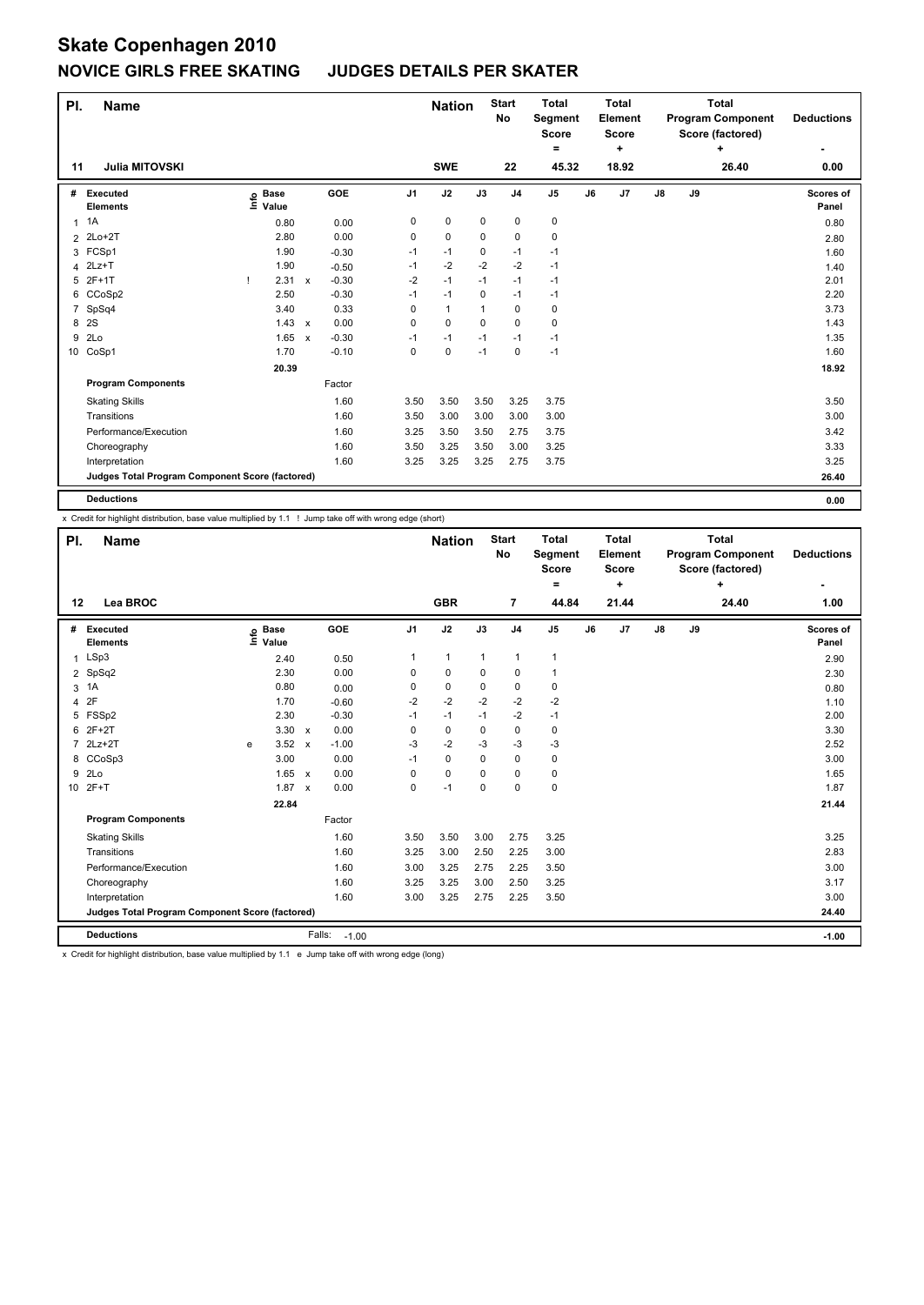# Skate Copenhagen 2010

## NOVICE GIRLS FREE SKATING JUDGES DETAILS PER SKATER

| Pl. | Name | Nation | Start No | Total Segment Score = | Total Element Score + | Total Program Component Score (factored) + | Deductions - |
|---|---|---|---|---|---|---|---|
| 11 | Julia MITOVSKI | SWE | 22 | 45.32 | 18.92 | 26.40 | 0.00 |

| # | Executed Elements | Info | Base Value | | GOE | J1 | J2 | J3 | J4 | J5 | J6 | J7 | J8 | J9 | Scores of Panel |
|---|---|---|---|---|---|---|---|---|---|---|---|---|---|---|---|
| 1 | 1A | | 0.80 | | 0.00 | 0 | 0 | 0 | 0 | 0 | | | | | 0.80 |
| 2 | 2Lo+2T | | 2.80 | | 0.00 | 0 | 0 | 0 | 0 | 0 | | | | | 2.80 |
| 3 | FCSp1 | | 1.90 | | -0.30 | -1 | -1 | 0 | -1 | -1 | | | | | 1.60 |
| 4 | 2Lz+T | | 1.90 | | -0.50 | -1 | -2 | -2 | -2 | -1 | | | | | 1.40 |
| 5 | 2F+1T | ! | 2.31 | x | -0.30 | -2 | -1 | -1 | -1 | -1 | | | | | 2.01 |
| 6 | CCoSp2 | | 2.50 | | -0.30 | -1 | -1 | 0 | -1 | -1 | | | | | 2.20 |
| 7 | SpSq4 | | 3.40 | | 0.33 | 0 | 1 | 1 | 0 | 0 | | | | | 3.73 |
| 8 | 2S | | 1.43 | x | 0.00 | 0 | 0 | 0 | 0 | 0 | | | | | 1.43 |
| 9 | 2Lo | | 1.65 | x | -0.30 | -1 | -1 | -1 | -1 | -1 | | | | | 1.35 |
| 10 | CoSp1 | | 1.70 | | -0.10 | 0 | 0 | -1 | 0 | -1 | | | | | 1.60 |
| | | | 20.39 | | | | | | | | | | | | 18.92 |
| | **Program Components** | | | | Factor | | | | | | | | | | |
| | Skating Skills | | | | 1.60 | 3.50 | 3.50 | 3.50 | 3.25 | 3.75 | | | | | 3.50 |
| | Transitions | | | | 1.60 | 3.50 | 3.00 | 3.00 | 3.00 | 3.00 | | | | | 3.00 |
| | Performance/Execution | | | | 1.60 | 3.25 | 3.50 | 3.50 | 2.75 | 3.75 | | | | | 3.42 |
| | Choreography | | | | 1.60 | 3.50 | 3.25 | 3.50 | 3.00 | 3.25 | | | | | 3.33 |
| | Interpretation | | | | 1.60 | 3.25 | 3.25 | 3.25 | 2.75 | 3.75 | | | | | 3.25 |
| | **Judges Total Program Component Score (factored)** | | | | | | | | | | | | | | 26.40 |
| | **Deductions** | | | | | | | | | | | | | | 0.00 |

x Credit for highlight distribution, base value multiplied by 1.1 ! Jump take off with wrong edge (short)

| Pl. | Name | Nation | Start No | Total Segment Score = | Total Element Score + | Total Program Component Score (factored) + | Deductions - |
|---|---|---|---|---|---|---|---|
| 12 | Lea BROC | GBR | 7 | 44.84 | 21.44 | 24.40 | 1.00 |

| # | Executed Elements | Info | Base Value | | GOE | J1 | J2 | J3 | J4 | J5 | J6 | J7 | J8 | J9 | Scores of Panel |
|---|---|---|---|---|---|---|---|---|---|---|---|---|---|---|---|
| 1 | LSp3 | | 2.40 | | 0.50 | 1 | 1 | 1 | 1 | 1 | | | | | 2.90 |
| 2 | SpSq2 | | 2.30 | | 0.00 | 0 | 0 | 0 | 0 | 1 | | | | | 2.30 |
| 3 | 1A | | 0.80 | | 0.00 | 0 | 0 | 0 | 0 | 0 | | | | | 0.80 |
| 4 | 2F | | 1.70 | | -0.60 | -2 | -2 | -2 | -2 | -2 | | | | | 1.10 |
| 5 | FSSp2 | | 2.30 | | -0.30 | -1 | -1 | -1 | -2 | -1 | | | | | 2.00 |
| 6 | 2F+2T | | 3.30 | x | 0.00 | 0 | 0 | 0 | 0 | 0 | | | | | 3.30 |
| 7 | 2Lz+2T | e | 3.52 | x | -1.00 | -3 | -2 | -3 | -3 | -3 | | | | | 2.52 |
| 8 | CCoSp3 | | 3.00 | | 0.00 | -1 | 0 | 0 | 0 | 0 | | | | | 3.00 |
| 9 | 2Lo | | 1.65 | x | 0.00 | 0 | 0 | 0 | 0 | 0 | | | | | 1.65 |
| 10 | 2F+T | | 1.87 | x | 0.00 | 0 | -1 | 0 | 0 | 0 | | | | | 1.87 |
| | | | 22.84 | | | | | | | | | | | | 21.44 |
| | **Program Components** | | | | Factor | | | | | | | | | | |
| | Skating Skills | | | | 1.60 | 3.50 | 3.50 | 3.00 | 2.75 | 3.25 | | | | | 3.25 |
| | Transitions | | | | 1.60 | 3.25 | 3.00 | 2.50 | 2.25 | 3.00 | | | | | 2.83 |
| | Performance/Execution | | | | 1.60 | 3.00 | 3.25 | 2.75 | 2.25 | 3.50 | | | | | 3.00 |
| | Choreography | | | | 1.60 | 3.25 | 3.25 | 3.00 | 2.50 | 3.25 | | | | | 3.17 |
| | Interpretation | | | | 1.60 | 3.00 | 3.25 | 2.75 | 2.25 | 3.50 | | | | | 3.00 |
| | **Judges Total Program Component Score (factored)** | | | | | | | | | | | | | | 24.40 |
| | **Deductions** | | | Falls: | -1.00 | | | | | | | | | | -1.00 |

x Credit for highlight distribution, base value multiplied by 1.1 e Jump take off with wrong edge (long)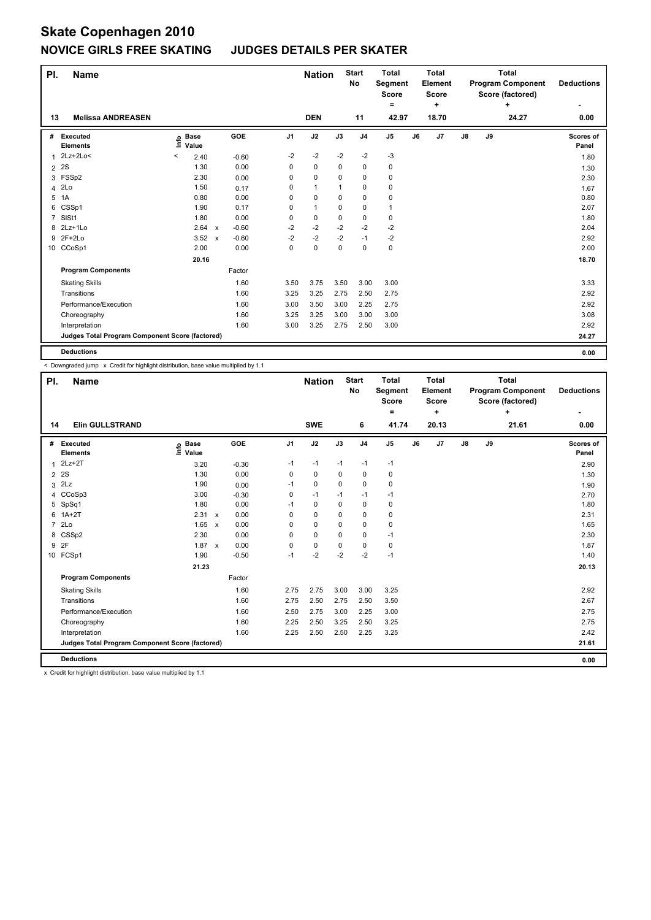# Skate Copenhagen 2010

## NOVICE GIRLS FREE SKATING JUDGES DETAILS PER SKATER

| Pl. | Name | Nation | Start No | Total Segment Score = | Total Element Score + | Total Program Component Score (factored) + | Deductions - |
|---|---|---|---|---|---|---|---|
| 13 | Melissa ANDREASEN | DEN | 11 | 42.97 | 18.70 | 24.27 | 0.00 |

| # | Executed Elements | Info | Base Value | | GOE | J1 | J2 | J3 | J4 | J5 | J6 | J7 | J8 | J9 | Scores of Panel |
|---|---|---|---|---|---|---|---|---|---|---|---|---|---|---|---|
| 1 | 2Lz+2Lo< | < | 2.40 | | -0.60 | -2 | -2 | -2 | -2 | -3 | | | | | 1.80 |
| 2 | 2S | | 1.30 | | 0.00 | 0 | 0 | 0 | 0 | 0 | | | | | 1.30 |
| 3 | FSSp2 | | 2.30 | | 0.00 | 0 | 0 | 0 | 0 | 0 | | | | | 2.30 |
| 4 | 2Lo | | 1.50 | | 0.17 | 0 | 1 | 1 | 0 | 0 | | | | | 1.67 |
| 5 | 1A | | 0.80 | | 0.00 | 0 | 0 | 0 | 0 | 0 | | | | | 0.80 |
| 6 | CSSp1 | | 1.90 | | 0.17 | 0 | 1 | 0 | 0 | 1 | | | | | 2.07 |
| 7 | SlSt1 | | 1.80 | | 0.00 | 0 | 0 | 0 | 0 | 0 | | | | | 1.80 |
| 8 | 2Lz+1Lo | | 2.64 | x | -0.60 | -2 | -2 | -2 | -2 | -2 | | | | | 2.04 |
| 9 | 2F+2Lo | | 3.52 | x | -0.60 | -2 | -2 | -2 | -1 | -2 | | | | | 2.92 |
| 10 | CCoSp1 | | 2.00 | | 0.00 | 0 | 0 | 0 | 0 | 0 | | | | | 2.00 |
| | | | 20.16 | | | | | | | | | | | | 18.70 |
| | **Program Components** | | | | Factor | | | | | | | | | | |
| | Skating Skills | | | | 1.60 | 3.50 | 3.75 | 3.50 | 3.00 | 3.00 | | | | | 3.33 |
| | Transitions | | | | 1.60 | 3.25 | 3.25 | 2.75 | 2.50 | 2.75 | | | | | 2.92 |
| | Performance/Execution | | | | 1.60 | 3.00 | 3.50 | 3.00 | 2.25 | 2.75 | | | | | 2.92 |
| | Choreography | | | | 1.60 | 3.25 | 3.25 | 3.00 | 3.00 | 3.00 | | | | | 3.08 |
| | Interpretation | | | | 1.60 | 3.00 | 3.25 | 2.75 | 2.50 | 3.00 | | | | | 2.92 |
| | **Judges Total Program Component Score (factored)** | | | | | | | | | | | | | | 24.27 |
| | **Deductions** | | | | | | | | | | | | | | 0.00 |

< Downgraded jump x Credit for highlight distribution, base value multiplied by 1.1

| Pl. | Name | Nation | Start No | Total Segment Score = | Total Element Score + | Total Program Component Score (factored) + | Deductions - |
|---|---|---|---|---|---|---|---|
| 14 | Elin GULLSTRAND | SWE | 6 | 41.74 | 20.13 | 21.61 | 0.00 |

| # | Executed Elements | Info | Base Value | | GOE | J1 | J2 | J3 | J4 | J5 | J6 | J7 | J8 | J9 | Scores of Panel |
|---|---|---|---|---|---|---|---|---|---|---|---|---|---|---|---|
| 1 | 2Lz+2T | | 3.20 | | -0.30 | -1 | -1 | -1 | -1 | -1 | | | | | 2.90 |
| 2 | 2S | | 1.30 | | 0.00 | 0 | 0 | 0 | 0 | 0 | | | | | 1.30 |
| 3 | 2Lz | | 1.90 | | 0.00 | -1 | 0 | 0 | 0 | 0 | | | | | 1.90 |
| 4 | CCoSp3 | | 3.00 | | -0.30 | 0 | -1 | -1 | -1 | -1 | | | | | 2.70 |
| 5 | SpSq1 | | 1.80 | | 0.00 | -1 | 0 | 0 | 0 | 0 | | | | | 1.80 |
| 6 | 1A+2T | | 2.31 | x | 0.00 | 0 | 0 | 0 | 0 | 0 | | | | | 2.31 |
| 7 | 2Lo | | 1.65 | x | 0.00 | 0 | 0 | 0 | 0 | 0 | | | | | 1.65 |
| 8 | CSSp2 | | 2.30 | | 0.00 | 0 | 0 | 0 | 0 | -1 | | | | | 2.30 |
| 9 | 2F | | 1.87 | x | 0.00 | 0 | 0 | 0 | 0 | 0 | | | | | 1.87 |
| 10 | FCSp1 | | 1.90 | | -0.50 | -1 | -2 | -2 | -2 | -1 | | | | | 1.40 |
| | | | 21.23 | | | | | | | | | | | | 20.13 |
| | **Program Components** | | | | Factor | | | | | | | | | | |
| | Skating Skills | | | | 1.60 | 2.75 | 2.75 | 3.00 | 3.00 | 3.25 | | | | | 2.92 |
| | Transitions | | | | 1.60 | 2.75 | 2.50 | 2.75 | 2.50 | 3.50 | | | | | 2.67 |
| | Performance/Execution | | | | 1.60 | 2.50 | 2.75 | 3.00 | 2.25 | 3.00 | | | | | 2.75 |
| | Choreography | | | | 1.60 | 2.25 | 2.50 | 3.25 | 2.50 | 3.25 | | | | | 2.75 |
| | Interpretation | | | | 1.60 | 2.25 | 2.50 | 2.50 | 2.25 | 3.25 | | | | | 2.42 |
| | **Judges Total Program Component Score (factored)** | | | | | | | | | | | | | | 21.61 |
| | **Deductions** | | | | | | | | | | | | | | 0.00 |

x Credit for highlight distribution, base value multiplied by 1.1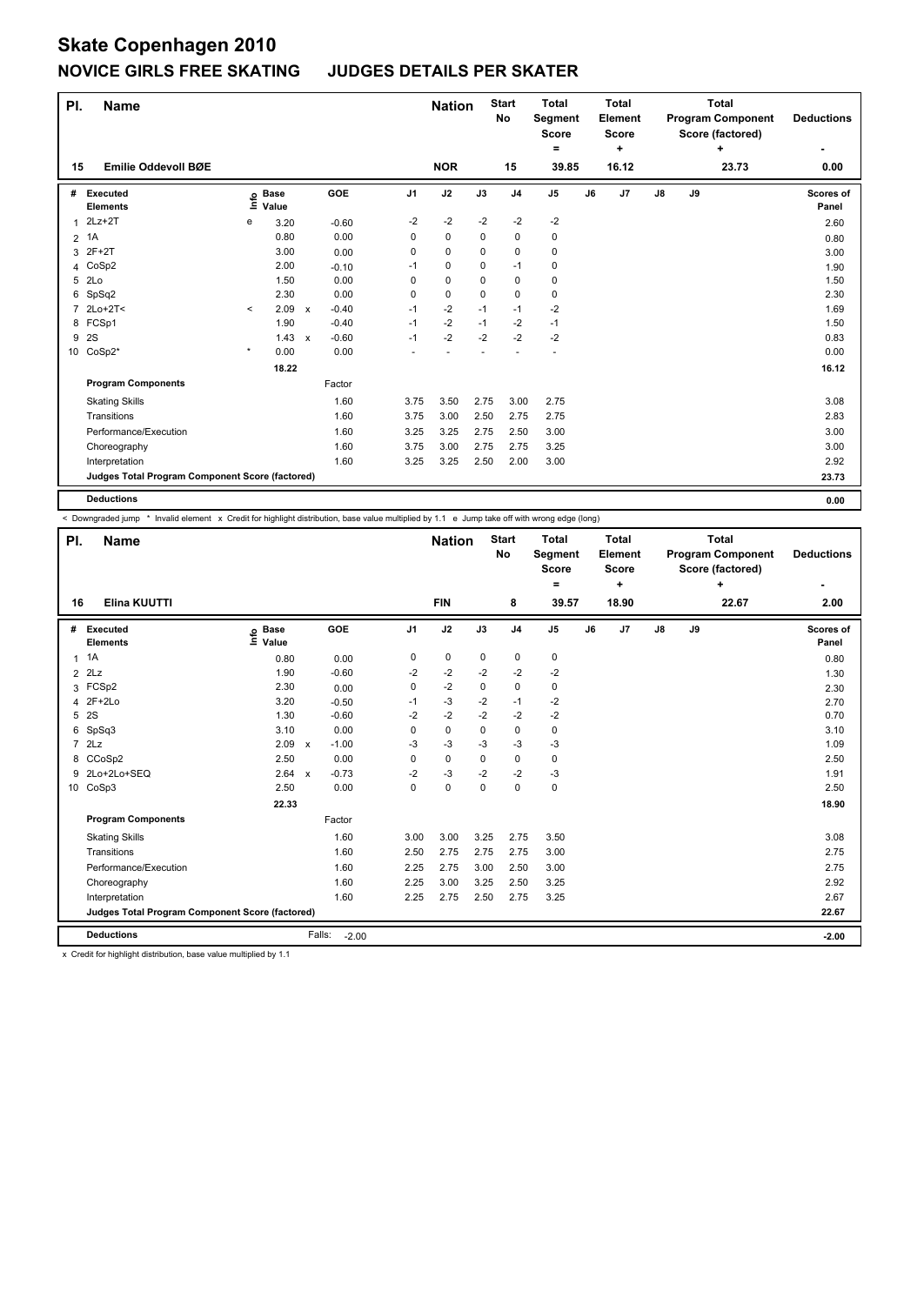# Skate Copenhagen 2010

## NOVICE GIRLS FREE SKATING JUDGES DETAILS PER SKATER

| Pl. | Name | Nation | Start No | Total Segment Score = | Total Element Score + | Total Program Component Score (factored) + | Deductions - |
|---|---|---|---|---|---|---|---|
| 15 | Emilie Oddevoll BØE | NOR | 15 | 39.85 | 16.12 | 23.73 | 0.00 |

| # | Executed Elements | Info | Base Value | | GOE | J1 | J2 | J3 | J4 | J5 | J6 | J7 | J8 | J9 | Scores of Panel |
|---|---|---|---|---|---|---|---|---|---|---|---|---|---|---|---|
| 1 | 2Lz+2T | e | 3.20 | | -0.60 | -2 | -2 | -2 | -2 | -2 | | | | | 2.60 |
| 2 | 1A | | 0.80 | | 0.00 | 0 | 0 | 0 | 0 | 0 | | | | | 0.80 |
| 3 | 2F+2T | | 3.00 | | 0.00 | 0 | 0 | 0 | 0 | 0 | | | | | 3.00 |
| 4 | CoSp2 | | 2.00 | | -0.10 | -1 | 0 | 0 | -1 | 0 | | | | | 1.90 |
| 5 | 2Lo | | 1.50 | | 0.00 | 0 | 0 | 0 | 0 | 0 | | | | | 1.50 |
| 6 | SpSq2 | | 2.30 | | 0.00 | 0 | 0 | 0 | 0 | 0 | | | | | 2.30 |
| 7 | 2Lo+2T< | < | 2.09 | x | -0.40 | -1 | -2 | -1 | -1 | -2 | | | | | 1.69 |
| 8 | FCSp1 | | 1.90 | | -0.40 | -1 | -2 | -1 | -2 | -1 | | | | | 1.50 |
| 9 | 2S | | 1.43 | x | -0.60 | -1 | -2 | -2 | -2 | -2 | | | | | 0.83 |
| 10 | CoSp2* | * | 0.00 | | 0.00 | - | - | - | - | - | | | | | 0.00 |
| | | | 18.22 | | | | | | | | | | | | 16.12 |
| | **Program Components** | | | | Factor | | | | | | | | | | |
| | Skating Skills | | | | 1.60 | 3.75 | 3.50 | 2.75 | 3.00 | 2.75 | | | | | 3.08 |
| | Transitions | | | | 1.60 | 3.75 | 3.00 | 2.50 | 2.75 | 2.75 | | | | | 2.83 |
| | Performance/Execution | | | | 1.60 | 3.25 | 3.25 | 2.75 | 2.50 | 3.00 | | | | | 3.00 |
| | Choreography | | | | 1.60 | 3.75 | 3.00 | 2.75 | 2.75 | 3.25 | | | | | 3.00 |
| | Interpretation | | | | 1.60 | 3.25 | 3.25 | 2.50 | 2.00 | 3.00 | | | | | 2.92 |
| | **Judges Total Program Component Score (factored)** | | | | | | | | | | | | | | 23.73 |
| | **Deductions** | | | | | | | | | | | | | | 0.00 |

< Downgraded jump * Invalid element x Credit for highlight distribution, base value multiplied by 1.1 e Jump take off with wrong edge (long)

| Pl. | Name | Nation | Start No | Total Segment Score = | Total Element Score + | Total Program Component Score (factored) + | Deductions - |
|---|---|---|---|---|---|---|---|
| 16 | Elina KUUTTI | FIN | 8 | 39.57 | 18.90 | 22.67 | 2.00 |

| # | Executed Elements | Info | Base Value | | GOE | J1 | J2 | J3 | J4 | J5 | J6 | J7 | J8 | J9 | Scores of Panel |
|---|---|---|---|---|---|---|---|---|---|---|---|---|---|---|---|
| 1 | 1A | | 0.80 | | 0.00 | 0 | 0 | 0 | 0 | 0 | | | | | 0.80 |
| 2 | 2Lz | | 1.90 | | -0.60 | -2 | -2 | -2 | -2 | -2 | | | | | 1.30 |
| 3 | FCSp2 | | 2.30 | | 0.00 | 0 | -2 | 0 | 0 | 0 | | | | | 2.30 |
| 4 | 2F+2Lo | | 3.20 | | -0.50 | -1 | -3 | -2 | -1 | -2 | | | | | 2.70 |
| 5 | 2S | | 1.30 | | -0.60 | -2 | -2 | -2 | -2 | -2 | | | | | 0.70 |
| 6 | SpSq3 | | 3.10 | | 0.00 | 0 | 0 | 0 | 0 | 0 | | | | | 3.10 |
| 7 | 2Lz | | 2.09 | x | -1.00 | -3 | -3 | -3 | -3 | -3 | | | | | 1.09 |
| 8 | CCoSp2 | | 2.50 | | 0.00 | 0 | 0 | 0 | 0 | 0 | | | | | 2.50 |
| 9 | 2Lo+2Lo+SEQ | | 2.64 | x | -0.73 | -2 | -3 | -2 | -2 | -3 | | | | | 1.91 |
| 10 | CoSp3 | | 2.50 | | 0.00 | 0 | 0 | 0 | 0 | 0 | | | | | 2.50 |
| | | | 22.33 | | | | | | | | | | | | 18.90 |
| | **Program Components** | | | | Factor | | | | | | | | | | |
| | Skating Skills | | | | 1.60 | 3.00 | 3.00 | 3.25 | 2.75 | 3.50 | | | | | 3.08 |
| | Transitions | | | | 1.60 | 2.50 | 2.75 | 2.75 | 2.75 | 3.00 | | | | | 2.75 |
| | Performance/Execution | | | | 1.60 | 2.25 | 2.75 | 3.00 | 2.50 | 3.00 | | | | | 2.75 |
| | Choreography | | | | 1.60 | 2.25 | 3.00 | 3.25 | 2.50 | 3.25 | | | | | 2.92 |
| | Interpretation | | | | 1.60 | 2.25 | 2.75 | 2.50 | 2.75 | 3.25 | | | | | 2.67 |
| | **Judges Total Program Component Score (factored)** | | | | | | | | | | | | | | 22.67 |
| | **Deductions** | | | Falls: | -2.00 | | | | | | | | | | -2.00 |

x Credit for highlight distribution, base value multiplied by 1.1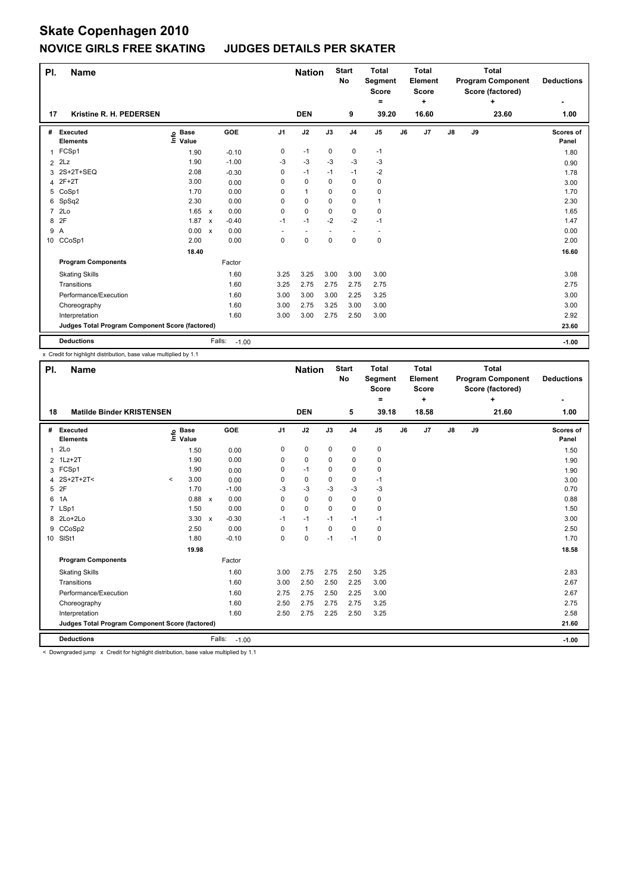# Skate Copenhagen 2010

## NOVICE GIRLS FREE SKATING JUDGES DETAILS PER SKATER

| Pl. | Name | Nation | Start No | Total Segment Score = | Total Element Score + | Total Program Component Score (factored) + | Deductions - |
|---|---|---|---|---|---|---|---|
| 17 | Kristine R. H. PEDERSEN | DEN | 9 | 39.20 | 16.60 | 23.60 | 1.00 |

| # | Executed Elements | Info | Base Value | | GOE | J1 | J2 | J3 | J4 | J5 | J6 | J7 | J8 | J9 | Scores of Panel |
|---|---|---|---|---|---|---|---|---|---|---|---|---|---|---|---|
| 1 | FCSp1 | | 1.90 | | -0.10 | 0 | -1 | 0 | 0 | -1 | | | | | 1.80 |
| 2 | 2Lz | | 1.90 | | -1.00 | -3 | -3 | -3 | -3 | -3 | | | | | 0.90 |
| 3 | 2S+2T+SEQ | | 2.08 | | -0.30 | 0 | -1 | -1 | -1 | -2 | | | | | 1.78 |
| 4 | 2F+2T | | 3.00 | | 0.00 | 0 | 0 | 0 | 0 | 0 | | | | | 3.00 |
| 5 | CoSp1 | | 1.70 | | 0.00 | 0 | 1 | 0 | 0 | 0 | | | | | 1.70 |
| 6 | SpSq2 | | 2.30 | | 0.00 | 0 | 0 | 0 | 0 | 1 | | | | | 2.30 |
| 7 | 2Lo | | 1.65 | x | 0.00 | 0 | 0 | 0 | 0 | 0 | | | | | 1.65 |
| 8 | 2F | | 1.87 | x | -0.40 | -1 | -1 | -2 | -2 | -1 | | | | | 1.47 |
| 9 | A | | 0.00 | x | 0.00 | - | - | - | - | - | | | | | 0.00 |
| 10 | CCoSp1 | | 2.00 | | 0.00 | 0 | 0 | 0 | 0 | 0 | | | | | 2.00 |
| | | | 18.40 | | | | | | | | | | | | 16.60 |
| | **Program Components** | | | | Factor | | | | | | | | | | |
| | Skating Skills | | | | 1.60 | 3.25 | 3.25 | 3.00 | 3.00 | 3.00 | | | | | 3.08 |
| | Transitions | | | | 1.60 | 3.25 | 2.75 | 2.75 | 2.75 | 2.75 | | | | | 2.75 |
| | Performance/Execution | | | | 1.60 | 3.00 | 3.00 | 3.00 | 2.25 | 3.25 | | | | | 3.00 |
| | Choreography | | | | 1.60 | 3.00 | 2.75 | 3.25 | 3.00 | 3.00 | | | | | 3.00 |
| | Interpretation | | | | 1.60 | 3.00 | 3.00 | 2.75 | 2.50 | 3.00 | | | | | 2.92 |
| | **Judges Total Program Component Score (factored)** | | | | | | | | | | | | | | 23.60 |
| | **Deductions** | | | | Falls: -1.00 | | | | | | | | | | -1.00 |

x Credit for highlight distribution, base value multiplied by 1.1

| Pl. | Name | Nation | Start No | Total Segment Score = | Total Element Score + | Total Program Component Score (factored) + | Deductions - |
|---|---|---|---|---|---|---|---|
| 18 | Matilde Binder KRISTENSEN | DEN | 5 | 39.18 | 18.58 | 21.60 | 1.00 |

| # | Executed Elements | Info | Base Value | | GOE | J1 | J2 | J3 | J4 | J5 | J6 | J7 | J8 | J9 | Scores of Panel |
|---|---|---|---|---|---|---|---|---|---|---|---|---|---|---|---|
| 1 | 2Lo | | 1.50 | | 0.00 | 0 | 0 | 0 | 0 | 0 | | | | | 1.50 |
| 2 | 1Lz+2T | | 1.90 | | 0.00 | 0 | 0 | 0 | 0 | 0 | | | | | 1.90 |
| 3 | FCSp1 | | 1.90 | | 0.00 | 0 | -1 | 0 | 0 | 0 | | | | | 1.90 |
| 4 | 2S+2T+2T< | < | 3.00 | | 0.00 | 0 | 0 | 0 | 0 | -1 | | | | | 3.00 |
| 5 | 2F | | 1.70 | | -1.00 | -3 | -3 | -3 | -3 | -3 | | | | | 0.70 |
| 6 | 1A | | 0.88 | x | 0.00 | 0 | 0 | 0 | 0 | 0 | | | | | 0.88 |
| 7 | LSp1 | | 1.50 | | 0.00 | 0 | 0 | 0 | 0 | 0 | | | | | 1.50 |
| 8 | 2Lo+2Lo | | 3.30 | x | -0.30 | -1 | -1 | -1 | -1 | -1 | | | | | 3.00 |
| 9 | CCoSp2 | | 2.50 | | 0.00 | 0 | 1 | 0 | 0 | 0 | | | | | 2.50 |
| 10 | SlSt1 | | 1.80 | | -0.10 | 0 | 0 | -1 | -1 | 0 | | | | | 1.70 |
| | | | 19.98 | | | | | | | | | | | | 18.58 |
| | **Program Components** | | | | Factor | | | | | | | | | | |
| | Skating Skills | | | | 1.60 | 3.00 | 2.75 | 2.75 | 2.50 | 3.25 | | | | | 2.83 |
| | Transitions | | | | 1.60 | 3.00 | 2.50 | 2.50 | 2.25 | 3.00 | | | | | 2.67 |
| | Performance/Execution | | | | 1.60 | 2.75 | 2.75 | 2.50 | 2.25 | 3.00 | | | | | 2.67 |
| | Choreography | | | | 1.60 | 2.50 | 2.75 | 2.75 | 2.75 | 3.25 | | | | | 2.75 |
| | Interpretation | | | | 1.60 | 2.50 | 2.75 | 2.25 | 2.50 | 3.25 | | | | | 2.58 |
| | **Judges Total Program Component Score (factored)** | | | | | | | | | | | | | | 21.60 |
| | **Deductions** | | | | Falls: -1.00 | | | | | | | | | | -1.00 |

< Downgraded jump x Credit for highlight distribution, base value multiplied by 1.1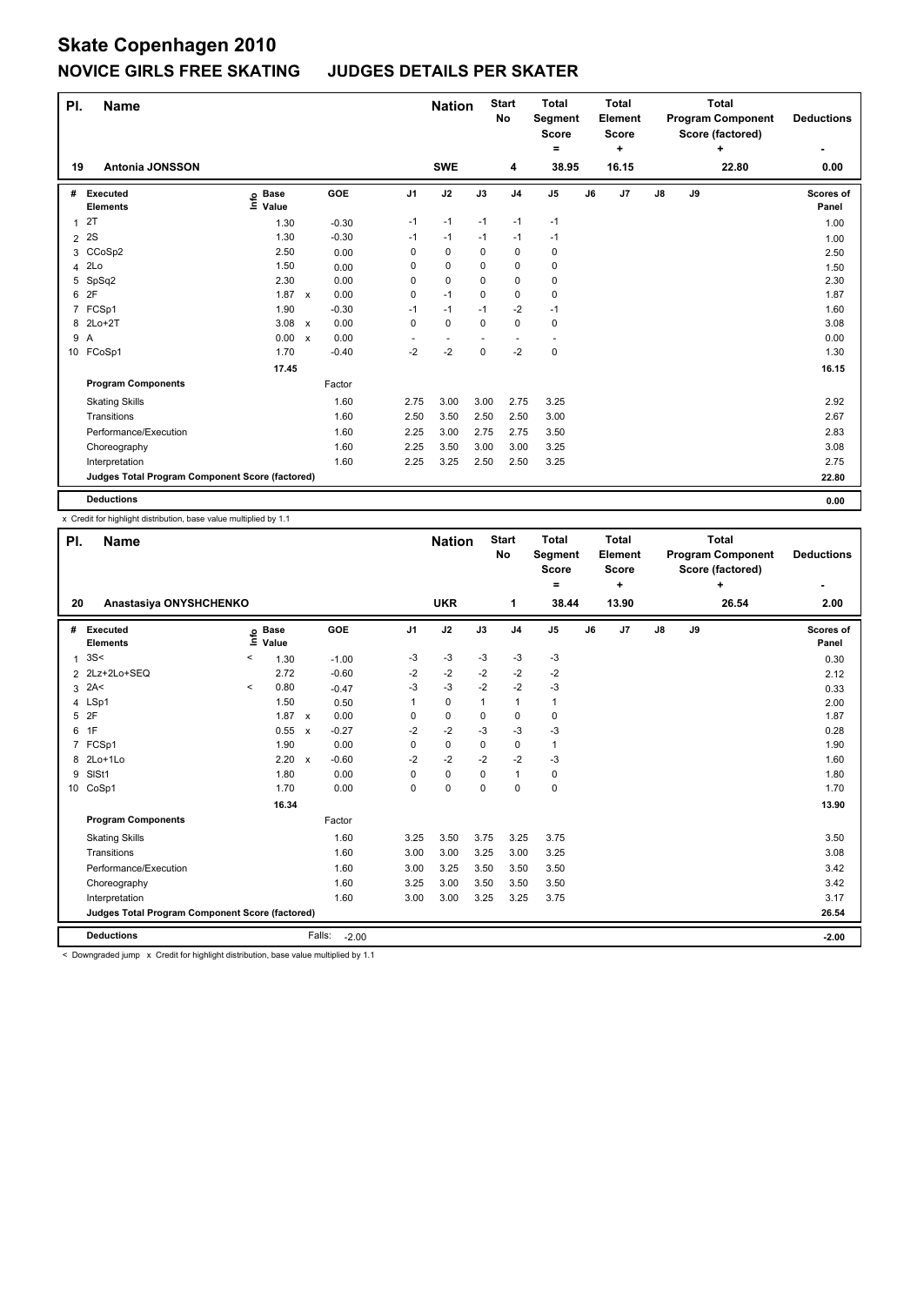# Skate Copenhagen 2010

## NOVICE GIRLS FREE SKATING JUDGES DETAILS PER SKATER

| Pl. | Name | Nation | Start No | Total Segment Score = | Total Element Score + | Total Program Component Score (factored) + | Deductions - |
|---|---|---|---|---|---|---|---|
| 19 | Antonia JONSSON | SWE | 4 | 38.95 | 16.15 | 22.80 | 0.00 |

| # | Executed Elements | Info | Base Value | | GOE | J1 | J2 | J3 | J4 | J5 | J6 | J7 | J8 | J9 | Scores of Panel |
|---|---|---|---|---|---|---|---|---|---|---|---|---|---|---|---|
| 1 | 2T | | 1.30 | | -0.30 | -1 | -1 | -1 | -1 | -1 | | | | | 1.00 |
| 2 | 2S | | 1.30 | | -0.30 | -1 | -1 | -1 | -1 | -1 | | | | | 1.00 |
| 3 | CCoSp2 | | 2.50 | | 0.00 | 0 | 0 | 0 | 0 | 0 | | | | | 2.50 |
| 4 | 2Lo | | 1.50 | | 0.00 | 0 | 0 | 0 | 0 | 0 | | | | | 1.50 |
| 5 | SpSq2 | | 2.30 | | 0.00 | 0 | 0 | 0 | 0 | 0 | | | | | 2.30 |
| 6 | 2F | | 1.87 | x | 0.00 | 0 | -1 | 0 | 0 | 0 | | | | | 1.87 |
| 7 | FCSp1 | | 1.90 | | -0.30 | -1 | -1 | -1 | -2 | -1 | | | | | 1.60 |
| 8 | 2Lo+2T | | 3.08 | x | 0.00 | 0 | 0 | 0 | 0 | 0 | | | | | 3.08 |
| 9 | A | | 0.00 | x | 0.00 | - | - | - | - | - | | | | | 0.00 |
| 10 | FCoSp1 | | 1.70 | | -0.40 | -2 | -2 | 0 | -2 | 0 | | | | | 1.30 |
| | | | 17.45 | | | | | | | | | | | | 16.15 |
| | **Program Components** | | | | Factor | | | | | | | | | | |
| | Skating Skills | | | | 1.60 | 2.75 | 3.00 | 3.00 | 2.75 | 3.25 | | | | | 2.92 |
| | Transitions | | | | 1.60 | 2.50 | 3.50 | 2.50 | 2.50 | 3.00 | | | | | 2.67 |
| | Performance/Execution | | | | 1.60 | 2.25 | 3.00 | 2.75 | 2.75 | 3.50 | | | | | 2.83 |
| | Choreography | | | | 1.60 | 2.25 | 3.50 | 3.00 | 3.00 | 3.25 | | | | | 3.08 |
| | Interpretation | | | | 1.60 | 2.25 | 3.25 | 2.50 | 2.50 | 3.25 | | | | | 2.75 |
| | **Judges Total Program Component Score (factored)** | | | | | | | | | | | | | | 22.80 |
| | **Deductions** | | | | | | | | | | | | | | 0.00 |

x Credit for highlight distribution, base value multiplied by 1.1

| Pl. | Name | Nation | Start No | Total Segment Score = | Total Element Score + | Total Program Component Score (factored) + | Deductions - |
|---|---|---|---|---|---|---|---|
| 20 | Anastasiya ONYSHCHENKO | UKR | 1 | 38.44 | 13.90 | 26.54 | 2.00 |

| # | Executed Elements | Info | Base Value | | GOE | J1 | J2 | J3 | J4 | J5 | J6 | J7 | J8 | J9 | Scores of Panel |
|---|---|---|---|---|---|---|---|---|---|---|---|---|---|---|---|
| 1 | 3S< | < | 1.30 | | -1.00 | -3 | -3 | -3 | -3 | -3 | | | | | 0.30 |
| 2 | 2Lz+2Lo+SEQ | | 2.72 | | -0.60 | -2 | -2 | -2 | -2 | -2 | | | | | 2.12 |
| 3 | 2A< | < | 0.80 | | -0.47 | -3 | -3 | -2 | -2 | -3 | | | | | 0.33 |
| 4 | LSp1 | | 1.50 | | 0.50 | 1 | 0 | 1 | 1 | 1 | | | | | 2.00 |
| 5 | 2F | | 1.87 | x | 0.00 | 0 | 0 | 0 | 0 | 0 | | | | | 1.87 |
| 6 | 1F | | 0.55 | x | -0.27 | -2 | -2 | -3 | -3 | -3 | | | | | 0.28 |
| 7 | FCSp1 | | 1.90 | | 0.00 | 0 | 0 | 0 | 0 | 1 | | | | | 1.90 |
| 8 | 2Lo+1Lo | | 2.20 | x | -0.60 | -2 | -2 | -2 | -2 | -3 | | | | | 1.60 |
| 9 | SlSt1 | | 1.80 | | 0.00 | 0 | 0 | 0 | 1 | 0 | | | | | 1.80 |
| 10 | CoSp1 | | 1.70 | | 0.00 | 0 | 0 | 0 | 0 | 0 | | | | | 1.70 |
| | | | 16.34 | | | | | | | | | | | | 13.90 |
| | **Program Components** | | | | Factor | | | | | | | | | | |
| | Skating Skills | | | | 1.60 | 3.25 | 3.50 | 3.75 | 3.25 | 3.75 | | | | | 3.50 |
| | Transitions | | | | 1.60 | 3.00 | 3.00 | 3.25 | 3.00 | 3.25 | | | | | 3.08 |
| | Performance/Execution | | | | 1.60 | 3.00 | 3.25 | 3.50 | 3.50 | 3.50 | | | | | 3.42 |
| | Choreography | | | | 1.60 | 3.25 | 3.00 | 3.50 | 3.50 | 3.50 | | | | | 3.42 |
| | Interpretation | | | | 1.60 | 3.00 | 3.00 | 3.25 | 3.25 | 3.75 | | | | | 3.17 |
| | **Judges Total Program Component Score (factored)** | | | | | | | | | | | | | | 26.54 |
| | **Deductions** | | | Falls: | -2.00 | | | | | | | | | | -2.00 |

< Downgraded jump x Credit for highlight distribution, base value multiplied by 1.1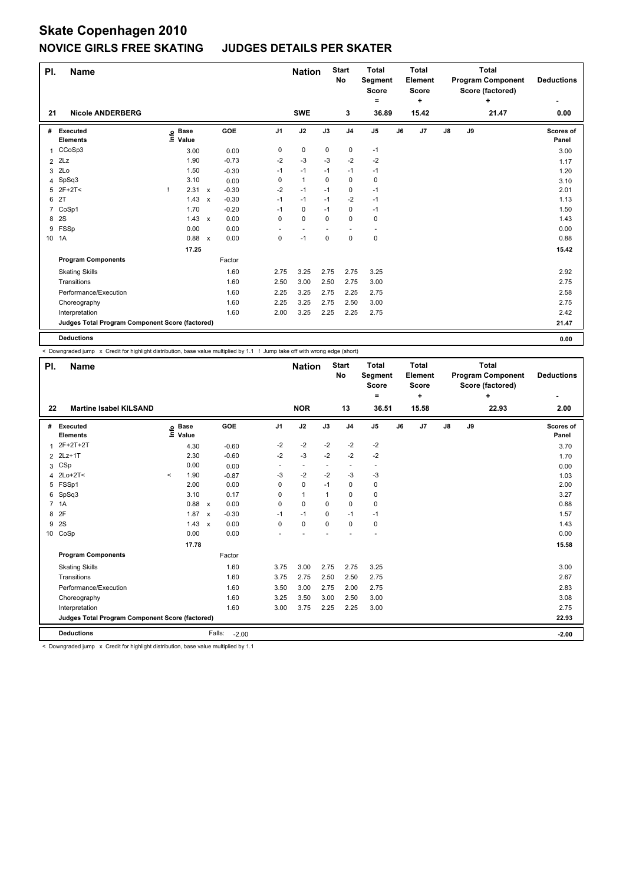# Skate Copenhagen 2010

## NOVICE GIRLS FREE SKATING JUDGES DETAILS PER SKATER

| Pl. | Name | Nation | Start No | Total Segment Score = | Total Element Score + | Total Program Component Score (factored) + | Deductions - |
|---|---|---|---|---|---|---|---|
| 21 | Nicole ANDERBERG | SWE | 3 | 36.89 | 15.42 | 21.47 | 0.00 |

| # | Executed Elements | Info | Base Value | | GOE | J1 | J2 | J3 | J4 | J5 | J6 | J7 | J8 | J9 | Scores of Panel |
|---|---|---|---|---|---|---|---|---|---|---|---|---|---|---|---|
| 1 | CCoSp3 | | 3.00 | | 0.00 | 0 | 0 | 0 | 0 | -1 | | | | | 3.00 |
| 2 | 2Lz | | 1.90 | | -0.73 | -2 | -3 | -3 | -2 | -2 | | | | | 1.17 |
| 3 | 2Lo | | 1.50 | | -0.30 | -1 | -1 | -1 | -1 | -1 | | | | | 1.20 |
| 4 | SpSq3 | | 3.10 | | 0.00 | 0 | 1 | 0 | 0 | 0 | | | | | 3.10 |
| 5 | 2F+2T< | ! | 2.31 | x | -0.30 | -2 | -1 | -1 | 0 | -1 | | | | | 2.01 |
| 6 | 2T | | 1.43 | x | -0.30 | -1 | -1 | -1 | -2 | -1 | | | | | 1.13 |
| 7 | CoSp1 | | 1.70 | | -0.20 | -1 | 0 | -1 | 0 | -1 | | | | | 1.50 |
| 8 | 2S | | 1.43 | x | 0.00 | 0 | 0 | 0 | 0 | 0 | | | | | 1.43 |
| 9 | FSSp | | 0.00 | | 0.00 | - | - | - | - | - | | | | | 0.00 |
| 10 | 1A | | 0.88 | x | 0.00 | 0 | -1 | 0 | 0 | 0 | | | | | 0.88 |
| | | | 17.25 | | | | | | | | | | | | 15.42 |
| | **Program Components** | | | | Factor | | | | | | | | | | |
| | Skating Skills | | | | 1.60 | 2.75 | 3.25 | 2.75 | 2.75 | 3.25 | | | | | 2.92 |
| | Transitions | | | | 1.60 | 2.50 | 3.00 | 2.50 | 2.75 | 3.00 | | | | | 2.75 |
| | Performance/Execution | | | | 1.60 | 2.25 | 3.25 | 2.75 | 2.25 | 2.75 | | | | | 2.58 |
| | Choreography | | | | 1.60 | 2.25 | 3.25 | 2.75 | 2.50 | 3.00 | | | | | 2.75 |
| | Interpretation | | | | 1.60 | 2.00 | 3.25 | 2.25 | 2.25 | 2.75 | | | | | 2.42 |
| | **Judges Total Program Component Score (factored)** | | | | | | | | | | | | | | 21.47 |
| | **Deductions** | | | | | | | | | | | | | | 0.00 |

< Downgraded jump x Credit for highlight distribution, base value multiplied by 1.1 ! Jump take off with wrong edge (short)

| Pl. | Name | Nation | Start No | Total Segment Score = | Total Element Score + | Total Program Component Score (factored) + | Deductions - |
|---|---|---|---|---|---|---|---|
| 22 | Martine Isabel KILSAND | NOR | 13 | 36.51 | 15.58 | 22.93 | 2.00 |

| # | Executed Elements | Info | Base Value | | GOE | J1 | J2 | J3 | J4 | J5 | J6 | J7 | J8 | J9 | Scores of Panel |
|---|---|---|---|---|---|---|---|---|---|---|---|---|---|---|---|
| 1 | 2F+2T+2T | | 4.30 | | -0.60 | -2 | -2 | -2 | -2 | -2 | | | | | 3.70 |
| 2 | 2Lz+1T | | 2.30 | | -0.60 | -2 | -3 | -2 | -2 | -2 | | | | | 1.70 |
| 3 | CSp | | 0.00 | | 0.00 | - | - | - | - | - | | | | | 0.00 |
| 4 | 2Lo+2T< | < | 1.90 | | -0.87 | -3 | -2 | -2 | -3 | -3 | | | | | 1.03 |
| 5 | FSSp1 | | 2.00 | | 0.00 | 0 | 0 | -1 | 0 | 0 | | | | | 2.00 |
| 6 | SpSq3 | | 3.10 | | 0.17 | 0 | 1 | 1 | 0 | 0 | | | | | 3.27 |
| 7 | 1A | | 0.88 | x | 0.00 | 0 | 0 | 0 | 0 | 0 | | | | | 0.88 |
| 8 | 2F | | 1.87 | x | -0.30 | -1 | -1 | 0 | -1 | -1 | | | | | 1.57 |
| 9 | 2S | | 1.43 | x | 0.00 | 0 | 0 | 0 | 0 | 0 | | | | | 1.43 |
| 10 | CoSp | | 0.00 | | 0.00 | - | - | - | - | - | | | | | 0.00 |
| | | | 17.78 | | | | | | | | | | | | 15.58 |
| | **Program Components** | | | | Factor | | | | | | | | | | |
| | Skating Skills | | | | 1.60 | 3.75 | 3.00 | 2.75 | 2.75 | 3.25 | | | | | 3.00 |
| | Transitions | | | | 1.60 | 3.75 | 2.75 | 2.50 | 2.50 | 2.75 | | | | | 2.67 |
| | Performance/Execution | | | | 1.60 | 3.50 | 3.00 | 2.75 | 2.00 | 2.75 | | | | | 2.83 |
| | Choreography | | | | 1.60 | 3.25 | 3.50 | 3.00 | 2.50 | 3.00 | | | | | 3.08 |
| | Interpretation | | | | 1.60 | 3.00 | 3.75 | 2.25 | 2.25 | 3.00 | | | | | 2.75 |
| | **Judges Total Program Component Score (factored)** | | | | | | | | | | | | | | 22.93 |
| | **Deductions** | | | Falls: | -2.00 | | | | | | | | | | -2.00 |

< Downgraded jump x Credit for highlight distribution, base value multiplied by 1.1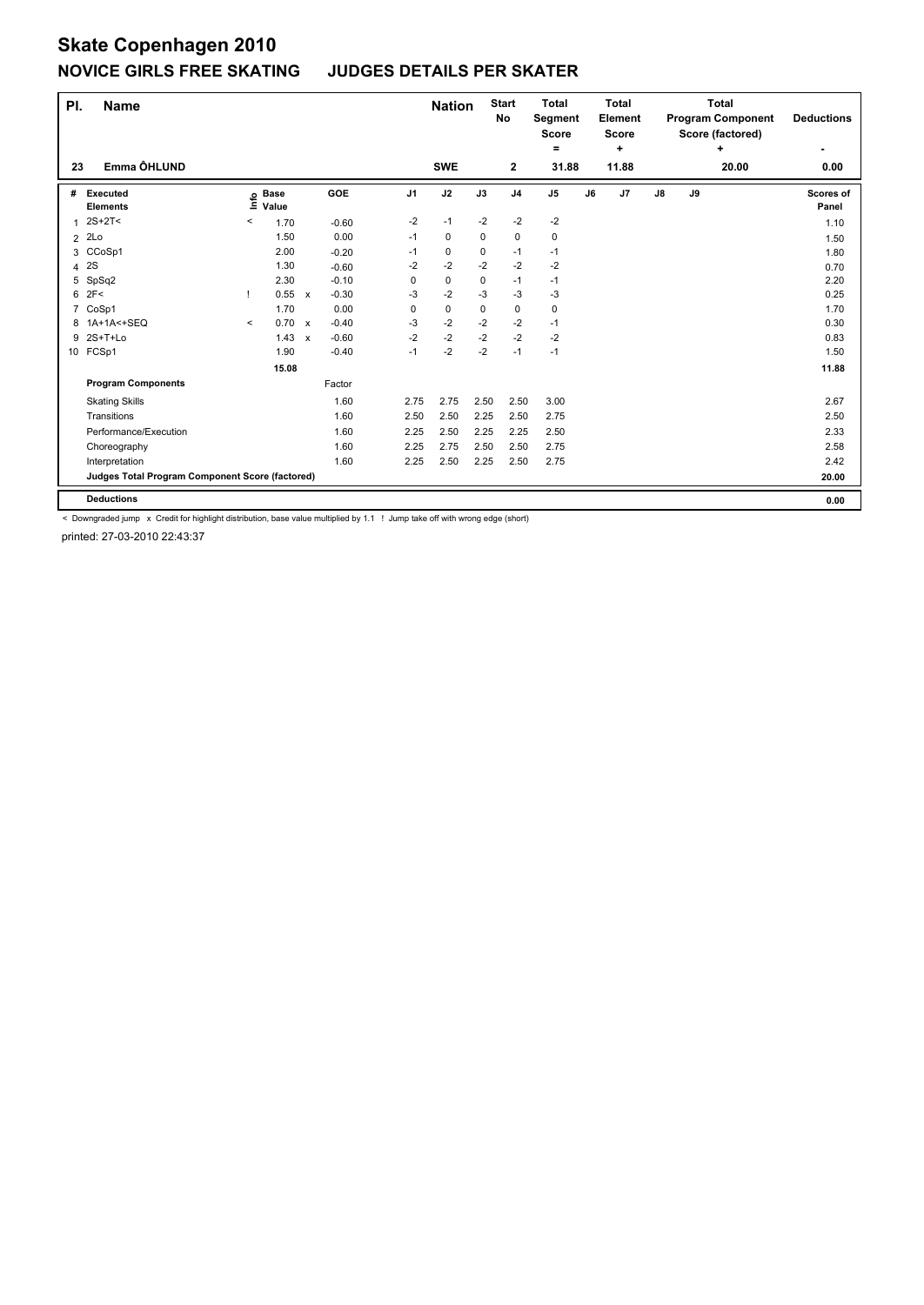# Skate Copenhagen 2010

## NOVICE GIRLS FREE SKATING JUDGES DETAILS PER SKATER

| Pl. | Name | Nation | Start No | Total Segment Score = | Total Element Score + | Total Program Component Score (factored) + | Deductions - |
|---|---|---|---|---|---|---|---|
| 23 | Emma ÖHLUND | SWE | 2 | 31.88 | 11.88 | 20.00 | 0.00 |

| # | Executed Elements | Info | Base Value | | GOE | J1 | J2 | J3 | J4 | J5 | J6 | J7 | J8 | J9 | Scores of Panel |
|---|---|---|---|---|---|---|---|---|---|---|---|---|---|---|---|
| 1 | 2S+2T< | < | 1.70 | | -0.60 | -2 | -1 | -2 | -2 | -2 | | | | | 1.10 |
| 2 | 2Lo | | 1.50 | | 0.00 | -1 | 0 | 0 | 0 | 0 | | | | | 1.50 |
| 3 | CCoSp1 | | 2.00 | | -0.20 | -1 | 0 | 0 | -1 | -1 | | | | | 1.80 |
| 4 | 2S | | 1.30 | | -0.60 | -2 | -2 | -2 | -2 | -2 | | | | | 0.70 |
| 5 | SpSq2 | | 2.30 | | -0.10 | 0 | 0 | 0 | -1 | -1 | | | | | 2.20 |
| 6 | 2F< | ! | 0.55 | x | -0.30 | -3 | -2 | -3 | -3 | -3 | | | | | 0.25 |
| 7 | CoSp1 | | 1.70 | | 0.00 | 0 | 0 | 0 | 0 | 0 | | | | | 1.70 |
| 8 | 1A+1A<+SEQ | < | 0.70 | x | -0.40 | -3 | -2 | -2 | -2 | -1 | | | | | 0.30 |
| 9 | 2S+T+Lo | | 1.43 | x | -0.60 | -2 | -2 | -2 | -2 | -2 | | | | | 0.83 |
| 10 | FCSp1 | | 1.90 | | -0.40 | -1 | -2 | -2 | -1 | -1 | | | | | 1.50 |
| | | | 15.08 | | | | | | | | | | | | 11.88 |
| | **Program Components** | | | | Factor | | | | | | | | | | |
| | Skating Skills | | | | 1.60 | 2.75 | 2.75 | 2.50 | 2.50 | 3.00 | | | | | 2.67 |
| | Transitions | | | | 1.60 | 2.50 | 2.50 | 2.25 | 2.50 | 2.75 | | | | | 2.50 |
| | Performance/Execution | | | | 1.60 | 2.25 | 2.50 | 2.25 | 2.25 | 2.50 | | | | | 2.33 |
| | Choreography | | | | 1.60 | 2.25 | 2.75 | 2.50 | 2.50 | 2.75 | | | | | 2.58 |
| | Interpretation | | | | 1.60 | 2.25 | 2.50 | 2.25 | 2.50 | 2.75 | | | | | 2.42 |
| | **Judges Total Program Component Score (factored)** | | | | | | | | | | | | | | 20.00 |
| | **Deductions** | | | | | | | | | | | | | | 0.00 |

< Downgraded jump x Credit for highlight distribution, base value multiplied by 1.1 ! Jump take off with wrong edge (short)

printed: 27-03-2010 22:43:37